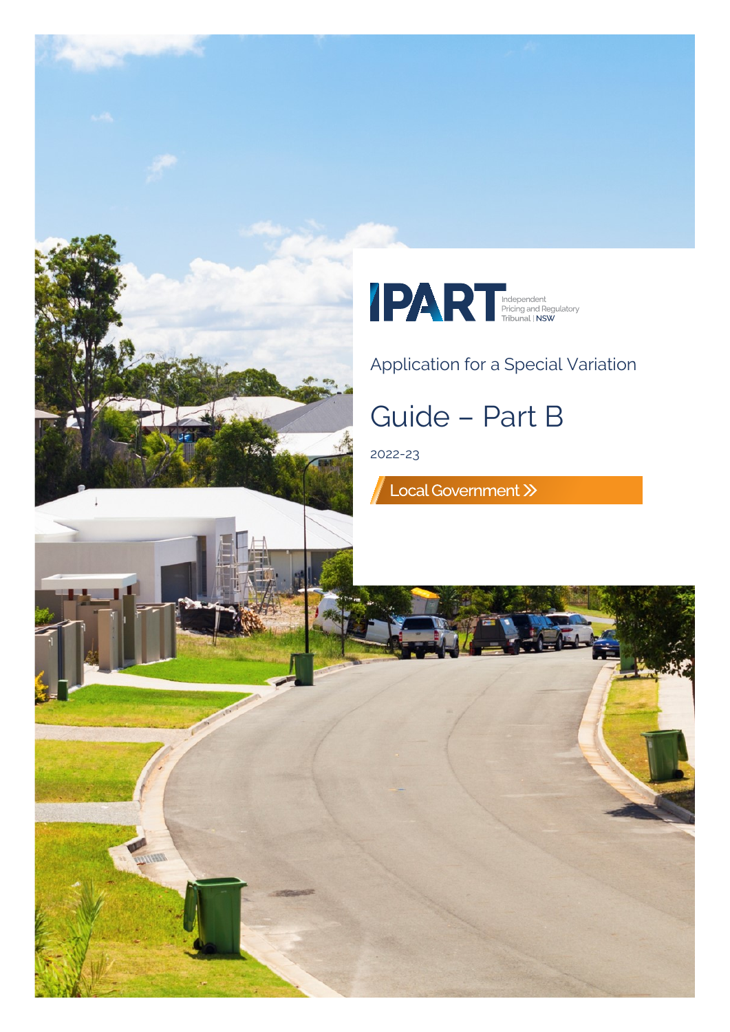IPART Independent Pricing and Regulatory Tribunal | NSW

Application for a Special Variation

# Guide – Part B

2022-23

Local Government »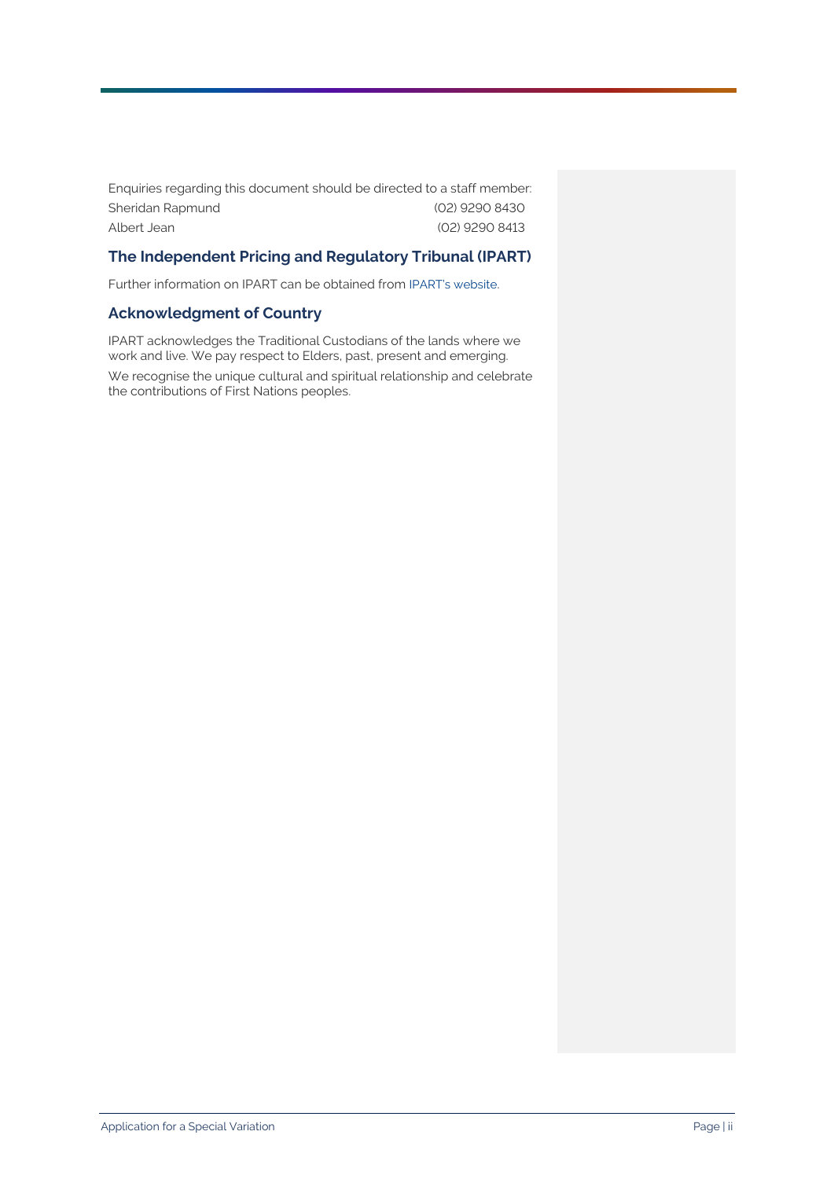Enquiries regarding this document should be directed to a staff member:

| | |
|---|---|
| Sheridan Rapmund | (02) 9290 8430 |
| Albert Jean | (02) 9290 8413 |

## The Independent Pricing and Regulatory Tribunal (IPART)

Further information on IPART can be obtained from IPART's website.

## Acknowledgment of Country

IPART acknowledges the Traditional Custodians of the lands where we work and live. We pay respect to Elders, past, present and emerging.

We recognise the unique cultural and spiritual relationship and celebrate the contributions of First Nations peoples.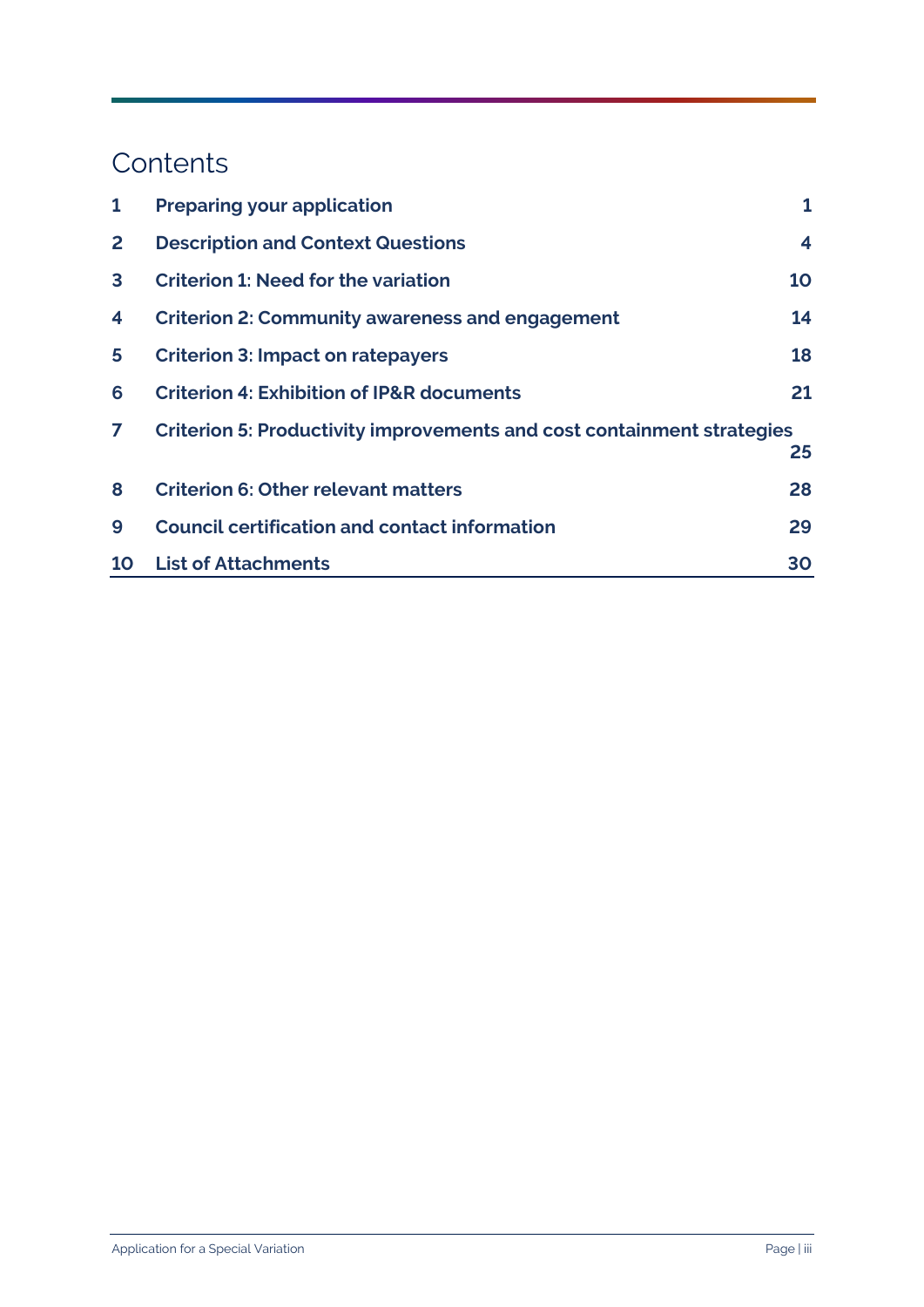# Contents

| | | |
|---|---|---|
| **1** | **Preparing your application** | **1** |
| **2** | **Description and Context Questions** | **4** |
| **3** | **Criterion 1: Need for the variation** | **10** |
| **4** | **Criterion 2: Community awareness and engagement** | **14** |
| **5** | **Criterion 3: Impact on ratepayers** | **18** |
| **6** | **Criterion 4: Exhibition of IP&R documents** | **21** |
| **7** | **Criterion 5: Productivity improvements and cost containment strategies** | **25** |
| **8** | **Criterion 6: Other relevant matters** | **28** |
| **9** | **Council certification and contact information** | **29** |
| **10** | **List of Attachments** | **30** |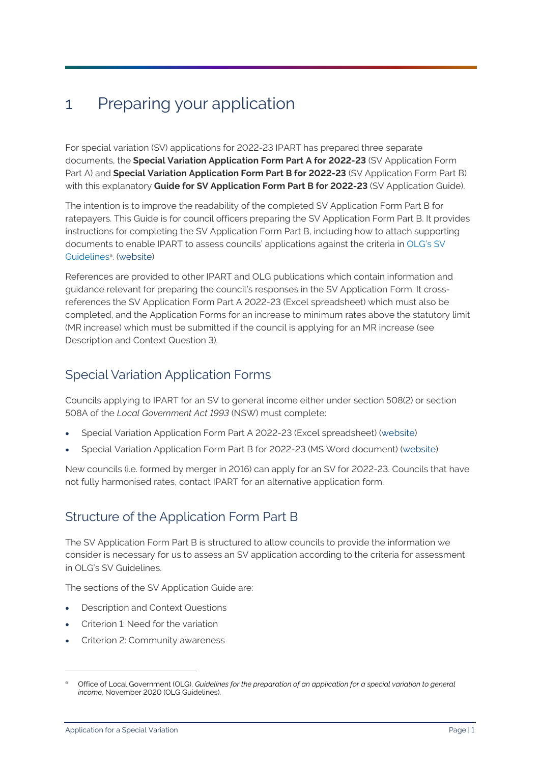# 1 Preparing your application

For special variation (SV) applications for 2022-23 IPART has prepared three separate documents, the **Special Variation Application Form Part A for 2022-23** (SV Application Form Part A) and **Special Variation Application Form Part B for 2022-23** (SV Application Form Part B) with this explanatory **Guide for SV Application Form Part B for 2022-23** (SV Application Guide).

The intention is to improve the readability of the completed SV Application Form Part B for ratepayers. This Guide is for council officers preparing the SV Application Form Part B. It provides instructions for completing the SV Application Form Part B, including how to attach supporting documents to enable IPART to assess councils' applications against the criteria in OLG's SV Guidelines[a]. (website)

References are provided to other IPART and OLG publications which contain information and guidance relevant for preparing the council's responses in the SV Application Form. It cross-references the SV Application Form Part A 2022-23 (Excel spreadsheet) which must also be completed, and the Application Forms for an increase to minimum rates above the statutory limit (MR increase) which must be submitted if the council is applying for an MR increase (see Description and Context Question 3).

## Special Variation Application Forms

Councils applying to IPART for an SV to general income either under section 508(2) or section 508A of the *Local Government Act 1993* (NSW) must complete:

- Special Variation Application Form Part A 2022-23 (Excel spreadsheet) (website)
- Special Variation Application Form Part B for 2022-23 (MS Word document) (website)

New councils (i.e. formed by merger in 2016) can apply for an SV for 2022-23. Councils that have not fully harmonised rates, contact IPART for an alternative application form.

## Structure of the Application Form Part B

The SV Application Form Part B is structured to allow councils to provide the information we consider is necessary for us to assess an SV application according to the criteria for assessment in OLG's SV Guidelines.

The sections of the SV Application Guide are:

- Description and Context Questions
- Criterion 1: Need for the variation
- Criterion 2: Community awareness

[a] Office of Local Government (OLG), *Guidelines for the preparation of an application for a special variation to general income*, November 2020 (OLG Guidelines).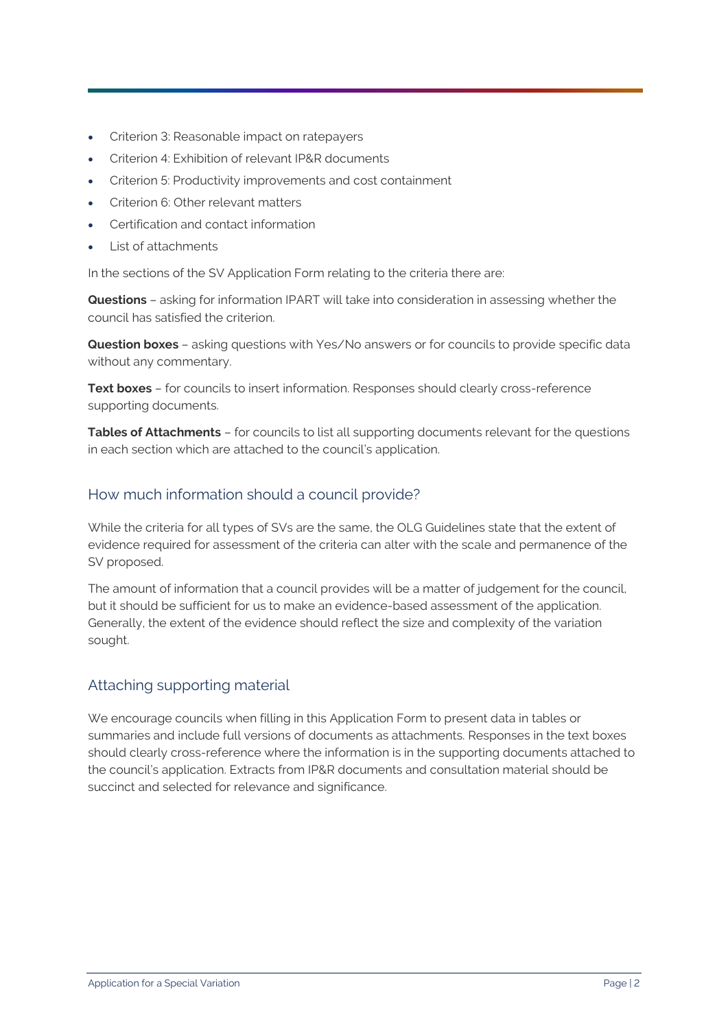- Criterion 3: Reasonable impact on ratepayers
- Criterion 4: Exhibition of relevant IP&R documents
- Criterion 5: Productivity improvements and cost containment
- Criterion 6: Other relevant matters
- Certification and contact information
- List of attachments

In the sections of the SV Application Form relating to the criteria there are:

**Questions** – asking for information IPART will take into consideration in assessing whether the council has satisfied the criterion.

**Question boxes** – asking questions with Yes/No answers or for councils to provide specific data without any commentary.

**Text boxes** – for councils to insert information. Responses should clearly cross-reference supporting documents.

**Tables of Attachments** – for councils to list all supporting documents relevant for the questions in each section which are attached to the council's application.

## How much information should a council provide?

While the criteria for all types of SVs are the same, the OLG Guidelines state that the extent of evidence required for assessment of the criteria can alter with the scale and permanence of the SV proposed.

The amount of information that a council provides will be a matter of judgement for the council, but it should be sufficient for us to make an evidence-based assessment of the application. Generally, the extent of the evidence should reflect the size and complexity of the variation sought.

## Attaching supporting material

We encourage councils when filling in this Application Form to present data in tables or summaries and include full versions of documents as attachments. Responses in the text boxes should clearly cross-reference where the information is in the supporting documents attached to the council's application. Extracts from IP&R documents and consultation material should be succinct and selected for relevance and significance.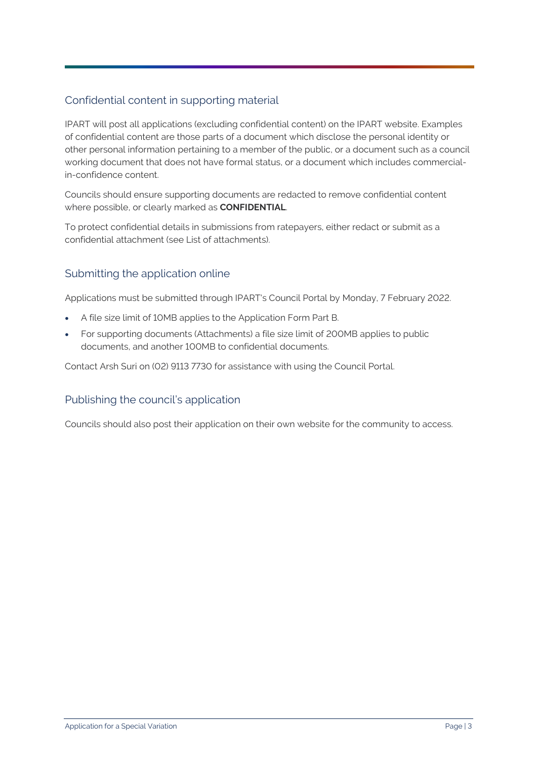## Confidential content in supporting material

IPART will post all applications (excluding confidential content) on the IPART website. Examples of confidential content are those parts of a document which disclose the personal identity or other personal information pertaining to a member of the public, or a document such as a council working document that does not have formal status, or a document which includes commercial-in-confidence content.

Councils should ensure supporting documents are redacted to remove confidential content where possible, or clearly marked as **CONFIDENTIAL**.

To protect confidential details in submissions from ratepayers, either redact or submit as a confidential attachment (see List of attachments).

## Submitting the application online

Applications must be submitted through IPART's Council Portal by Monday, 7 February 2022.

- A file size limit of 10MB applies to the Application Form Part B.
- For supporting documents (Attachments) a file size limit of 200MB applies to public documents, and another 100MB to confidential documents.

Contact Arsh Suri on (02) 9113 7730 for assistance with using the Council Portal.

## Publishing the council's application

Councils should also post their application on their own website for the community to access.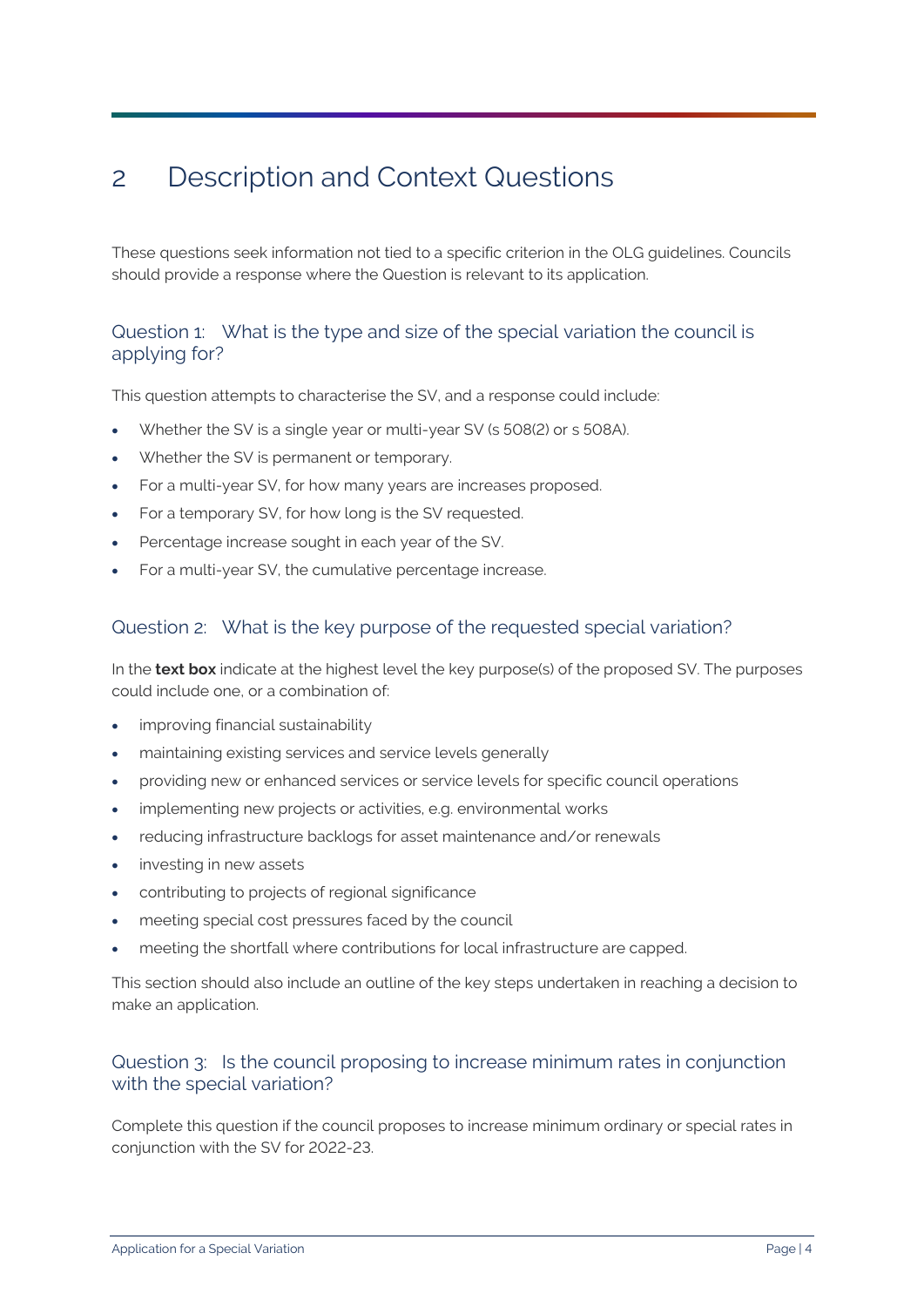# 2 Description and Context Questions

These questions seek information not tied to a specific criterion in the OLG guidelines. Councils should provide a response where the Question is relevant to its application.

## Question 1: What is the type and size of the special variation the council is applying for?

This question attempts to characterise the SV, and a response could include:

- Whether the SV is a single year or multi-year SV (s 508(2) or s 508A).
- Whether the SV is permanent or temporary.
- For a multi-year SV, for how many years are increases proposed.
- For a temporary SV, for how long is the SV requested.
- Percentage increase sought in each year of the SV.
- For a multi-year SV, the cumulative percentage increase.

## Question 2: What is the key purpose of the requested special variation?

In the **text box** indicate at the highest level the key purpose(s) of the proposed SV. The purposes could include one, or a combination of:

- improving financial sustainability
- maintaining existing services and service levels generally
- providing new or enhanced services or service levels for specific council operations
- implementing new projects or activities, e.g. environmental works
- reducing infrastructure backlogs for asset maintenance and/or renewals
- investing in new assets
- contributing to projects of regional significance
- meeting special cost pressures faced by the council
- meeting the shortfall where contributions for local infrastructure are capped.

This section should also include an outline of the key steps undertaken in reaching a decision to make an application.

## Question 3: Is the council proposing to increase minimum rates in conjunction with the special variation?

Complete this question if the council proposes to increase minimum ordinary or special rates in conjunction with the SV for 2022-23.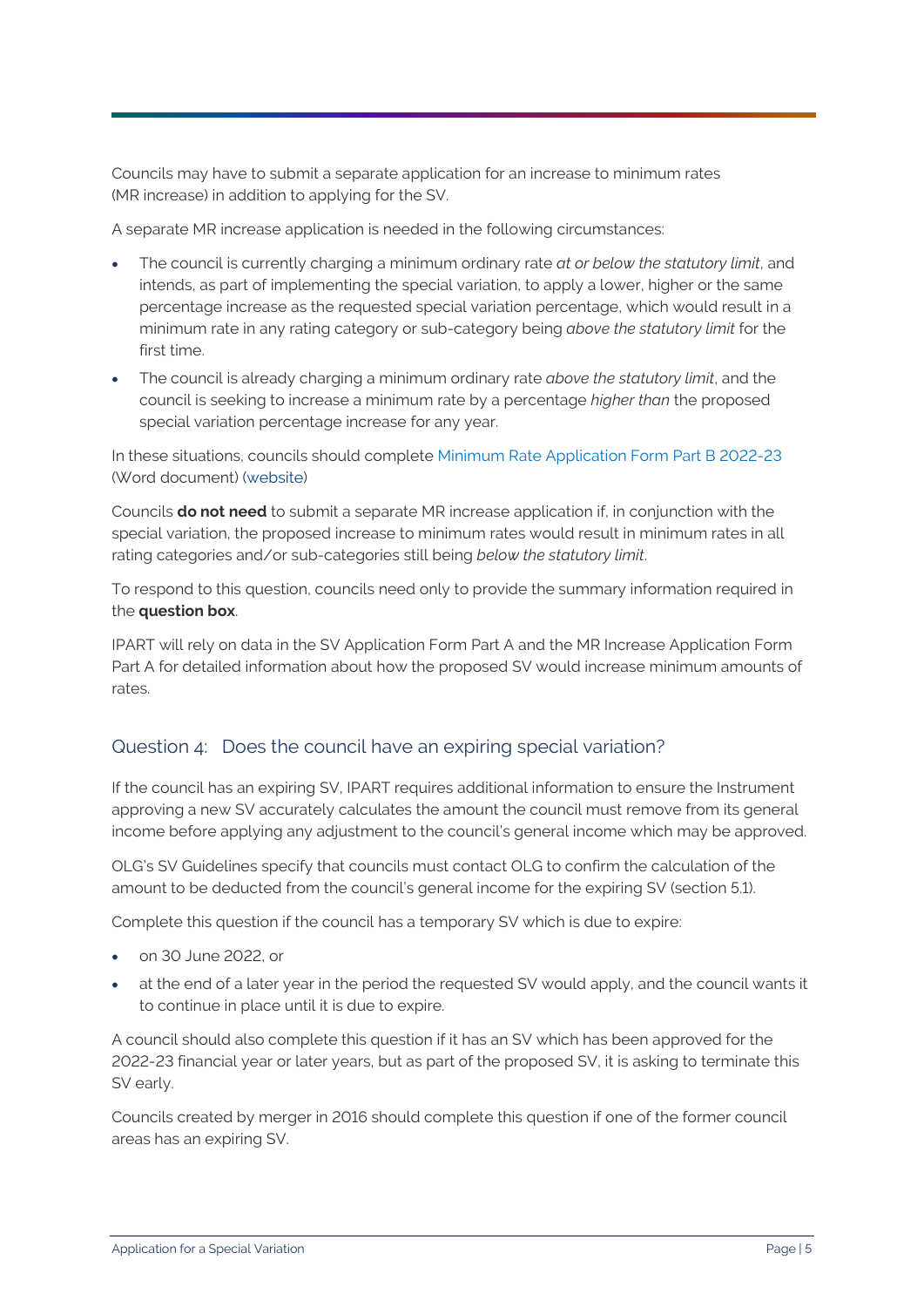Councils may have to submit a separate application for an increase to minimum rates (MR increase) in addition to applying for the SV.

A separate MR increase application is needed in the following circumstances:

- The council is currently charging a minimum ordinary rate *at or below the statutory limit*, and intends, as part of implementing the special variation, to apply a lower, higher or the same percentage increase as the requested special variation percentage, which would result in a minimum rate in any rating category or sub-category being *above the statutory limit* for the first time.
- The council is already charging a minimum ordinary rate *above the statutory limit*, and the council is seeking to increase a minimum rate by a percentage *higher than* the proposed special variation percentage increase for any year.

In these situations, councils should complete Minimum Rate Application Form Part B 2022-23 (Word document) (website)

Councils **do not need** to submit a separate MR increase application if, in conjunction with the special variation, the proposed increase to minimum rates would result in minimum rates in all rating categories and/or sub-categories still being *below the statutory limit*.

To respond to this question, councils need only to provide the summary information required in the **question box**.

IPART will rely on data in the SV Application Form Part A and the MR Increase Application Form Part A for detailed information about how the proposed SV would increase minimum amounts of rates.

## Question 4: Does the council have an expiring special variation?

If the council has an expiring SV, IPART requires additional information to ensure the Instrument approving a new SV accurately calculates the amount the council must remove from its general income before applying any adjustment to the council's general income which may be approved.

OLG's SV Guidelines specify that councils must contact OLG to confirm the calculation of the amount to be deducted from the council's general income for the expiring SV (section 5.1).

Complete this question if the council has a temporary SV which is due to expire:

- on 30 June 2022, or
- at the end of a later year in the period the requested SV would apply, and the council wants it to continue in place until it is due to expire.

A council should also complete this question if it has an SV which has been approved for the 2022-23 financial year or later years, but as part of the proposed SV, it is asking to terminate this SV early.

Councils created by merger in 2016 should complete this question if one of the former council areas has an expiring SV.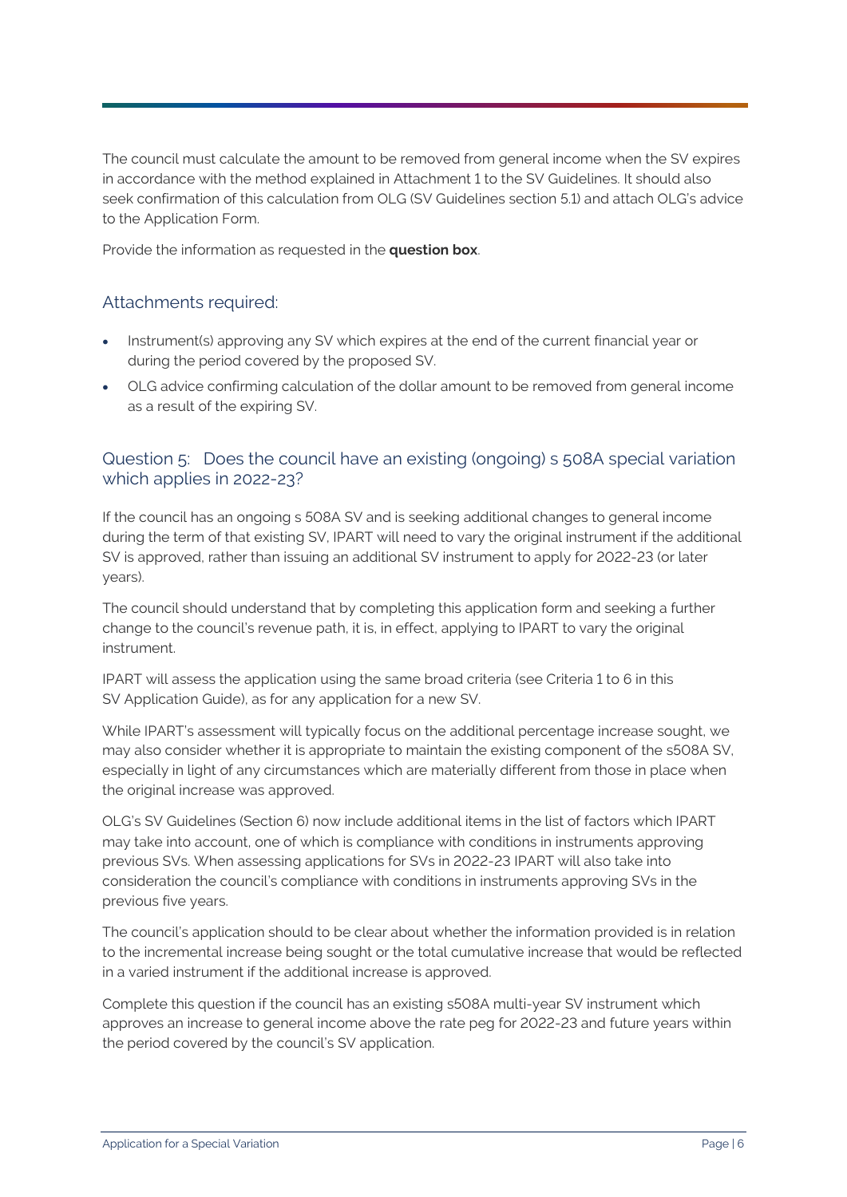The council must calculate the amount to be removed from general income when the SV expires in accordance with the method explained in Attachment 1 to the SV Guidelines. It should also seek confirmation of this calculation from OLG (SV Guidelines section 5.1) and attach OLG's advice to the Application Form.

Provide the information as requested in the **question box**.

## Attachments required:

- Instrument(s) approving any SV which expires at the end of the current financial year or during the period covered by the proposed SV.
- OLG advice confirming calculation of the dollar amount to be removed from general income as a result of the expiring SV.

## Question 5: Does the council have an existing (ongoing) s 508A special variation which applies in 2022-23?

If the council has an ongoing s 508A SV and is seeking additional changes to general income during the term of that existing SV, IPART will need to vary the original instrument if the additional SV is approved, rather than issuing an additional SV instrument to apply for 2022-23 (or later years).

The council should understand that by completing this application form and seeking a further change to the council's revenue path, it is, in effect, applying to IPART to vary the original instrument.

IPART will assess the application using the same broad criteria (see Criteria 1 to 6 in this SV Application Guide), as for any application for a new SV.

While IPART's assessment will typically focus on the additional percentage increase sought, we may also consider whether it is appropriate to maintain the existing component of the s508A SV, especially in light of any circumstances which are materially different from those in place when the original increase was approved.

OLG's SV Guidelines (Section 6) now include additional items in the list of factors which IPART may take into account, one of which is compliance with conditions in instruments approving previous SVs. When assessing applications for SVs in 2022-23 IPART will also take into consideration the council's compliance with conditions in instruments approving SVs in the previous five years.

The council's application should to be clear about whether the information provided is in relation to the incremental increase being sought or the total cumulative increase that would be reflected in a varied instrument if the additional increase is approved.

Complete this question if the council has an existing s508A multi-year SV instrument which approves an increase to general income above the rate peg for 2022-23 and future years within the period covered by the council's SV application.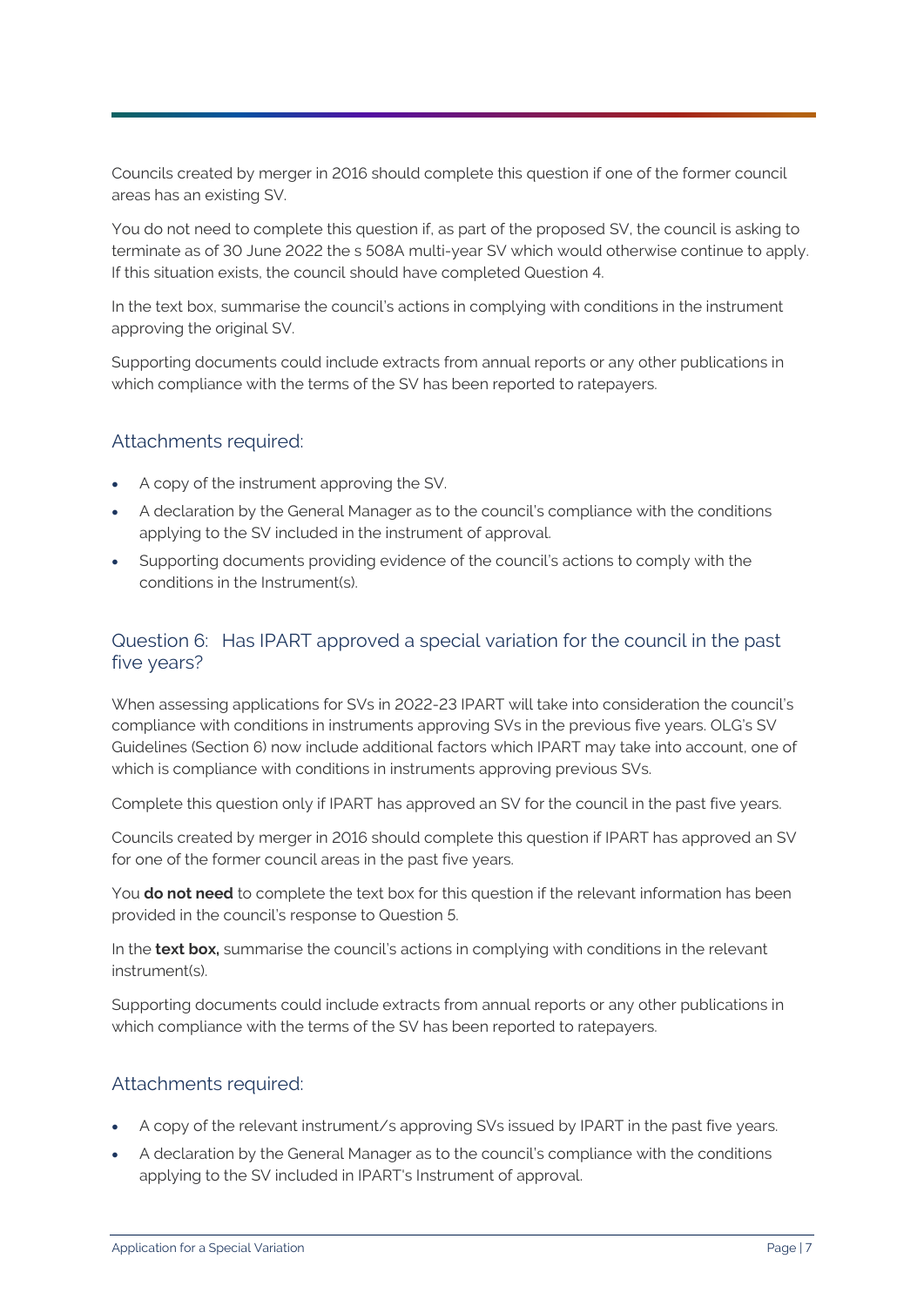Councils created by merger in 2016 should complete this question if one of the former council areas has an existing SV.

You do not need to complete this question if, as part of the proposed SV, the council is asking to terminate as of 30 June 2022 the s 508A multi-year SV which would otherwise continue to apply. If this situation exists, the council should have completed Question 4.

In the text box, summarise the council's actions in complying with conditions in the instrument approving the original SV.

Supporting documents could include extracts from annual reports or any other publications in which compliance with the terms of the SV has been reported to ratepayers.

### Attachments required:

- A copy of the instrument approving the SV.
- A declaration by the General Manager as to the council's compliance with the conditions applying to the SV included in the instrument of approval.
- Supporting documents providing evidence of the council's actions to comply with the conditions in the Instrument(s).

### Question 6: Has IPART approved a special variation for the council in the past five years?

When assessing applications for SVs in 2022-23 IPART will take into consideration the council's compliance with conditions in instruments approving SVs in the previous five years. OLG's SV Guidelines (Section 6) now include additional factors which IPART may take into account, one of which is compliance with conditions in instruments approving previous SVs.

Complete this question only if IPART has approved an SV for the council in the past five years.

Councils created by merger in 2016 should complete this question if IPART has approved an SV for one of the former council areas in the past five years.

You **do not need** to complete the text box for this question if the relevant information has been provided in the council's response to Question 5.

In the **text box,** summarise the council's actions in complying with conditions in the relevant instrument(s).

Supporting documents could include extracts from annual reports or any other publications in which compliance with the terms of the SV has been reported to ratepayers.

### Attachments required:

- A copy of the relevant instrument/s approving SVs issued by IPART in the past five years.
- A declaration by the General Manager as to the council's compliance with the conditions applying to the SV included in IPART's Instrument of approval.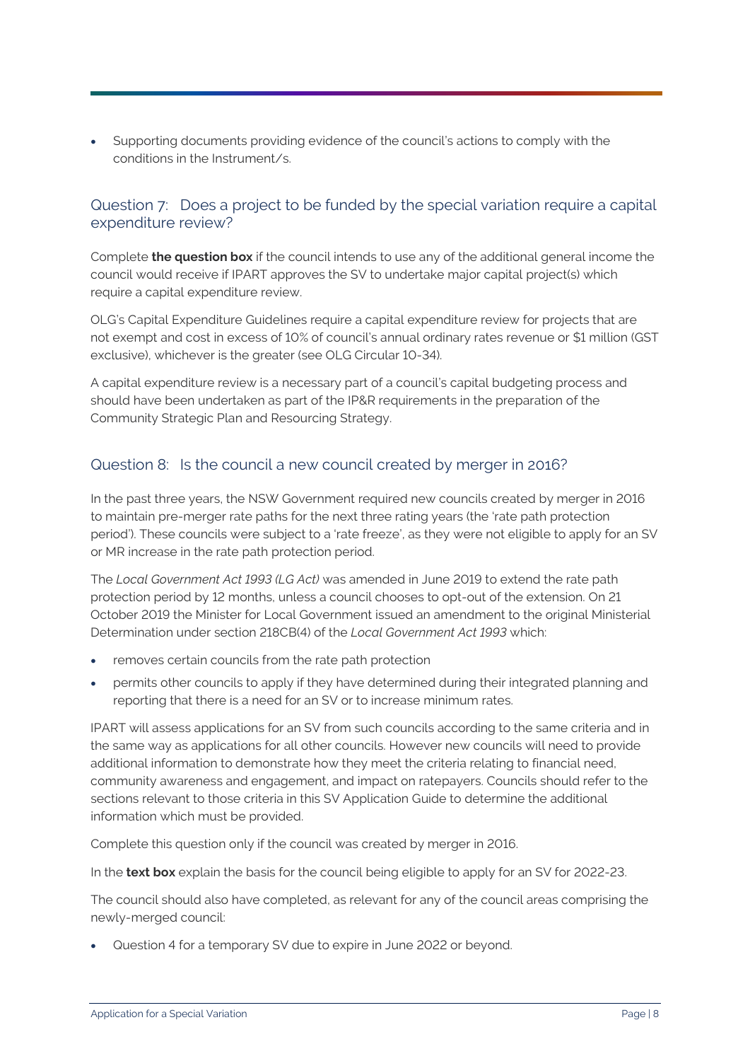- Supporting documents providing evidence of the council's actions to comply with the conditions in the Instrument/s.

## Question 7: Does a project to be funded by the special variation require a capital expenditure review?

Complete **the question box** if the council intends to use any of the additional general income the council would receive if IPART approves the SV to undertake major capital project(s) which require a capital expenditure review.

OLG's Capital Expenditure Guidelines require a capital expenditure review for projects that are not exempt and cost in excess of 10% of council's annual ordinary rates revenue or $1 million (GST exclusive), whichever is the greater (see OLG Circular 10-34).

A capital expenditure review is a necessary part of a council's capital budgeting process and should have been undertaken as part of the IP&R requirements in the preparation of the Community Strategic Plan and Resourcing Strategy.

## Question 8: Is the council a new council created by merger in 2016?

In the past three years, the NSW Government required new councils created by merger in 2016 to maintain pre-merger rate paths for the next three rating years (the 'rate path protection period'). These councils were subject to a 'rate freeze', as they were not eligible to apply for an SV or MR increase in the rate path protection period.

The *Local Government Act 1993 (LG Act)* was amended in June 2019 to extend the rate path protection period by 12 months, unless a council chooses to opt-out of the extension. On 21 October 2019 the Minister for Local Government issued an amendment to the original Ministerial Determination under section 218CB(4) of the *Local Government Act 1993* which:

- removes certain councils from the rate path protection
- permits other councils to apply if they have determined during their integrated planning and reporting that there is a need for an SV or to increase minimum rates.

IPART will assess applications for an SV from such councils according to the same criteria and in the same way as applications for all other councils. However new councils will need to provide additional information to demonstrate how they meet the criteria relating to financial need, community awareness and engagement, and impact on ratepayers. Councils should refer to the sections relevant to those criteria in this SV Application Guide to determine the additional information which must be provided.

Complete this question only if the council was created by merger in 2016.

In the **text box** explain the basis for the council being eligible to apply for an SV for 2022-23.

The council should also have completed, as relevant for any of the council areas comprising the newly-merged council:

- Question 4 for a temporary SV due to expire in June 2022 or beyond.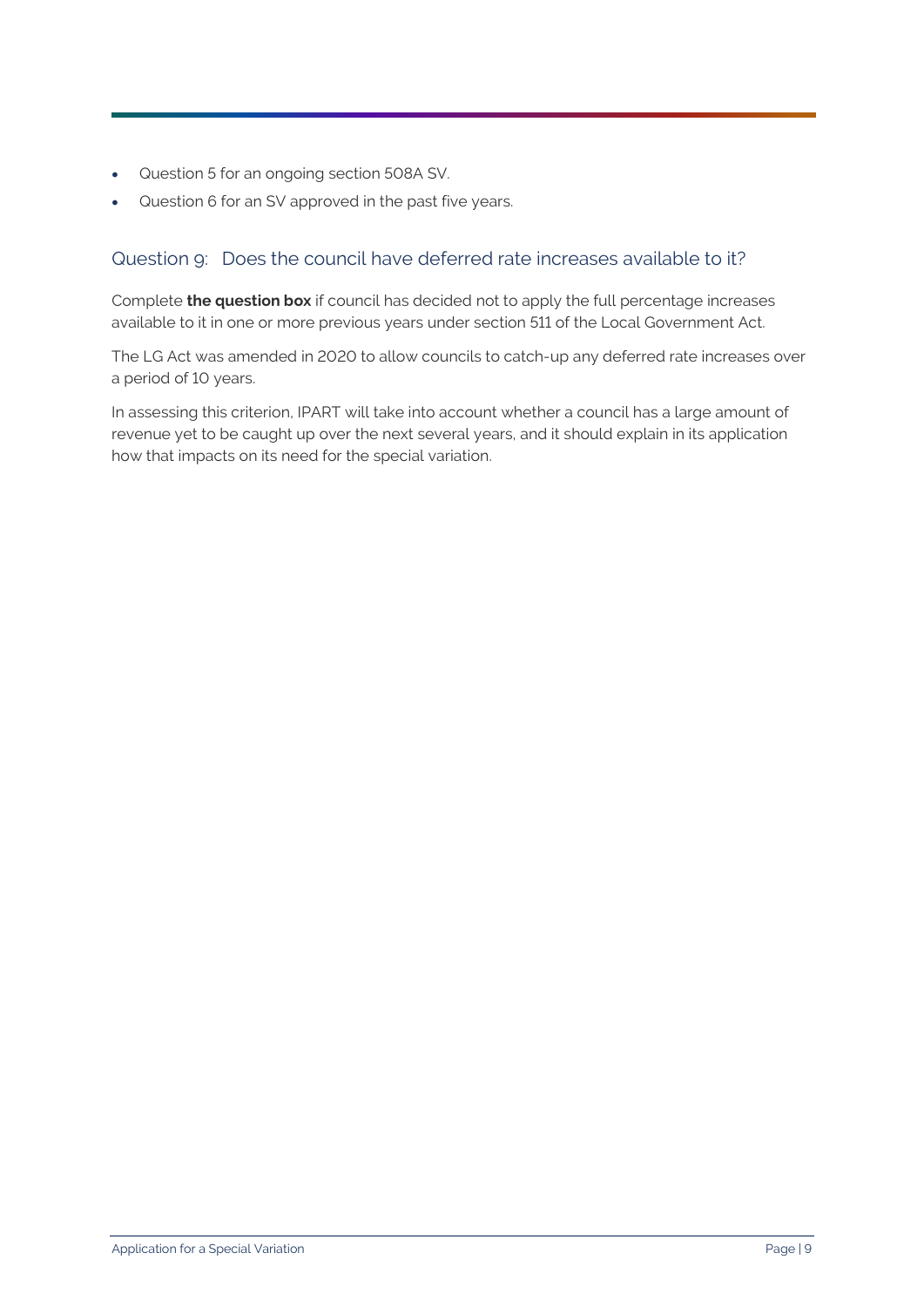- Question 5 for an ongoing section 508A SV.
- Question 6 for an SV approved in the past five years.

### Question 9: Does the council have deferred rate increases available to it?

Complete **the question box** if council has decided not to apply the full percentage increases available to it in one or more previous years under section 511 of the Local Government Act.

The LG Act was amended in 2020 to allow councils to catch-up any deferred rate increases over a period of 10 years.

In assessing this criterion, IPART will take into account whether a council has a large amount of revenue yet to be caught up over the next several years, and it should explain in its application how that impacts on its need for the special variation.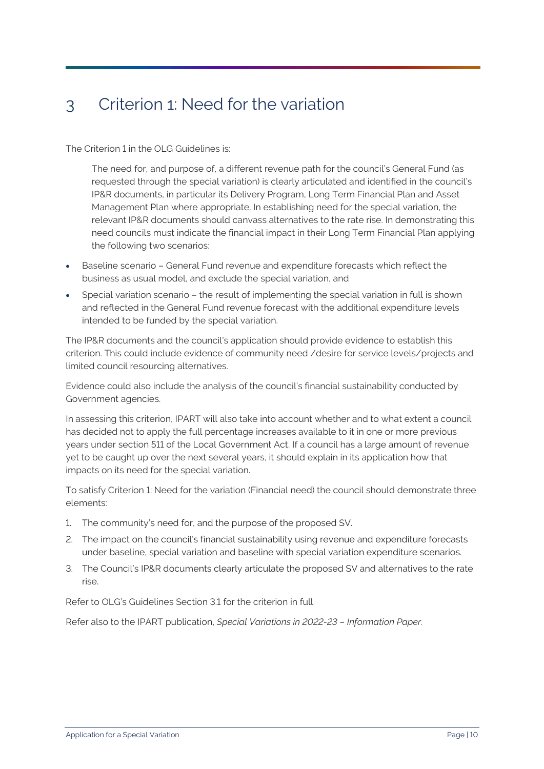# 3 Criterion 1: Need for the variation

The Criterion 1 in the OLG Guidelines is:

> The need for, and purpose of, a different revenue path for the council's General Fund (as requested through the special variation) is clearly articulated and identified in the council's IP&R documents, in particular its Delivery Program, Long Term Financial Plan and Asset Management Plan where appropriate. In establishing need for the special variation, the relevant IP&R documents should canvass alternatives to the rate rise. In demonstrating this need councils must indicate the financial impact in their Long Term Financial Plan applying the following two scenarios:

- Baseline scenario – General Fund revenue and expenditure forecasts which reflect the business as usual model, and exclude the special variation, and
- Special variation scenario – the result of implementing the special variation in full is shown and reflected in the General Fund revenue forecast with the additional expenditure levels intended to be funded by the special variation.

The IP&R documents and the council's application should provide evidence to establish this criterion. This could include evidence of community need /desire for service levels/projects and limited council resourcing alternatives.

Evidence could also include the analysis of the council's financial sustainability conducted by Government agencies.

In assessing this criterion, IPART will also take into account whether and to what extent a council has decided not to apply the full percentage increases available to it in one or more previous years under section 511 of the Local Government Act. If a council has a large amount of revenue yet to be caught up over the next several years, it should explain in its application how that impacts on its need for the special variation.

To satisfy Criterion 1: Need for the variation (Financial need) the council should demonstrate three elements:

1. The community's need for, and the purpose of the proposed SV.
2. The impact on the council's financial sustainability using revenue and expenditure forecasts under baseline, special variation and baseline with special variation expenditure scenarios.
3. The Council's IP&R documents clearly articulate the proposed SV and alternatives to the rate rise.

Refer to OLG's Guidelines Section 3.1 for the criterion in full.

Refer also to the IPART publication, *Special Variations in 2022-23 – Information Paper.*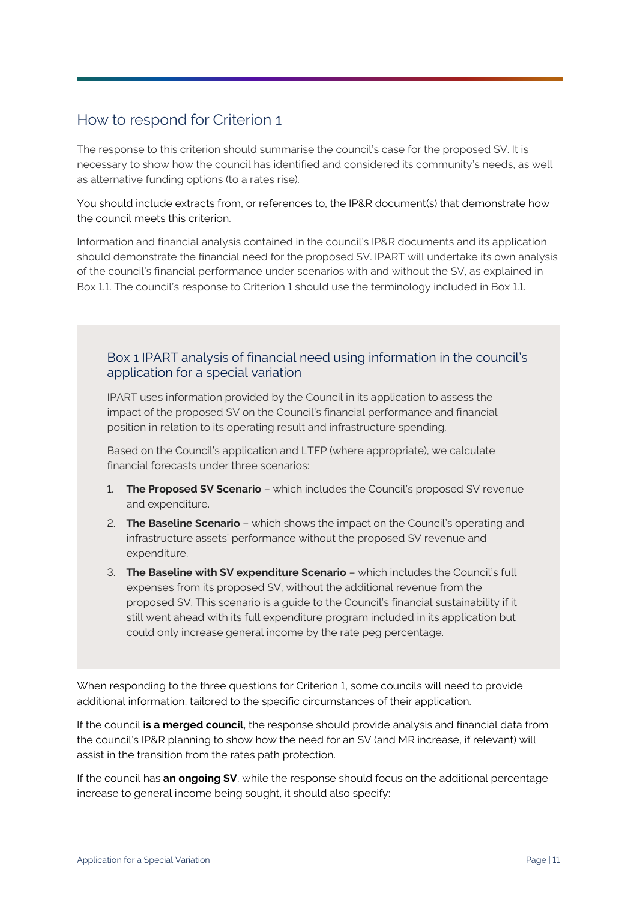## How to respond for Criterion 1

The response to this criterion should summarise the council's case for the proposed SV. It is necessary to show how the council has identified and considered its community's needs, as well as alternative funding options (to a rates rise).

You should include extracts from, or references to, the IP&R document(s) that demonstrate how the council meets this criterion.

Information and financial analysis contained in the council's IP&R documents and its application should demonstrate the financial need for the proposed SV. IPART will undertake its own analysis of the council's financial performance under scenarios with and without the SV, as explained in Box 1.1. The council's response to Criterion 1 should use the terminology included in Box 1.1.

### Box 1 IPART analysis of financial need using information in the council's application for a special variation

IPART uses information provided by the Council in its application to assess the impact of the proposed SV on the Council's financial performance and financial position in relation to its operating result and infrastructure spending.

Based on the Council's application and LTFP (where appropriate), we calculate financial forecasts under three scenarios:

1. **The Proposed SV Scenario** – which includes the Council's proposed SV revenue and expenditure.
2. **The Baseline Scenario** – which shows the impact on the Council's operating and infrastructure assets' performance without the proposed SV revenue and expenditure.
3. **The Baseline with SV expenditure Scenario** – which includes the Council's full expenses from its proposed SV, without the additional revenue from the proposed SV. This scenario is a guide to the Council's financial sustainability if it still went ahead with its full expenditure program included in its application but could only increase general income by the rate peg percentage.

When responding to the three questions for Criterion 1, some councils will need to provide additional information, tailored to the specific circumstances of their application.

If the council **is a merged council**, the response should provide analysis and financial data from the council's IP&R planning to show how the need for an SV (and MR increase, if relevant) will assist in the transition from the rates path protection.

If the council has **an ongoing SV**, while the response should focus on the additional percentage increase to general income being sought, it should also specify: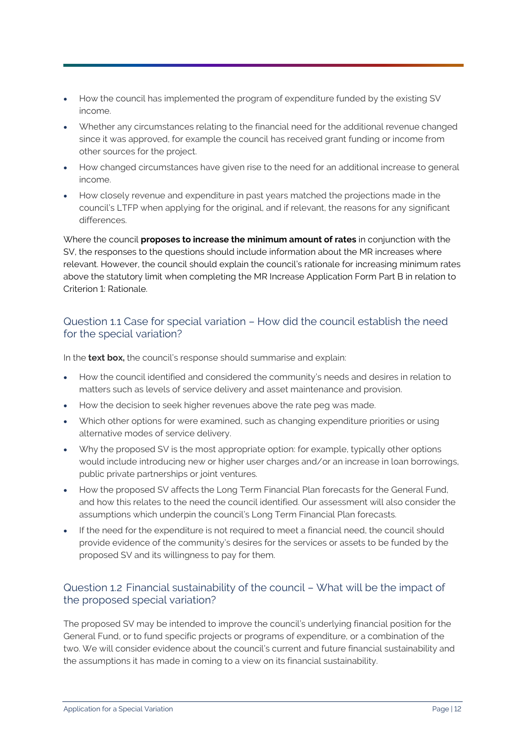- How the council has implemented the program of expenditure funded by the existing SV income.
- Whether any circumstances relating to the financial need for the additional revenue changed since it was approved, for example the council has received grant funding or income from other sources for the project.
- How changed circumstances have given rise to the need for an additional increase to general income.
- How closely revenue and expenditure in past years matched the projections made in the council's LTFP when applying for the original, and if relevant, the reasons for any significant differences.

Where the council **proposes to increase the minimum amount of rates** in conjunction with the SV, the responses to the questions should include information about the MR increases where relevant. However, the council should explain the council's rationale for increasing minimum rates above the statutory limit when completing the MR Increase Application Form Part B in relation to Criterion 1: Rationale.

## Question 1.1 Case for special variation – How did the council establish the need for the special variation?

In the **text box,** the council's response should summarise and explain:

- How the council identified and considered the community's needs and desires in relation to matters such as levels of service delivery and asset maintenance and provision.
- How the decision to seek higher revenues above the rate peg was made.
- Which other options for were examined, such as changing expenditure priorities or using alternative modes of service delivery.
- Why the proposed SV is the most appropriate option: for example, typically other options would include introducing new or higher user charges and/or an increase in loan borrowings, public private partnerships or joint ventures.
- How the proposed SV affects the Long Term Financial Plan forecasts for the General Fund, and how this relates to the need the council identified. Our assessment will also consider the assumptions which underpin the council's Long Term Financial Plan forecasts.
- If the need for the expenditure is not required to meet a financial need, the council should provide evidence of the community's desires for the services or assets to be funded by the proposed SV and its willingness to pay for them.

## Question 1.2 Financial sustainability of the council – What will be the impact of the proposed special variation?

The proposed SV may be intended to improve the council's underlying financial position for the General Fund, or to fund specific projects or programs of expenditure, or a combination of the two. We will consider evidence about the council's current and future financial sustainability and the assumptions it has made in coming to a view on its financial sustainability.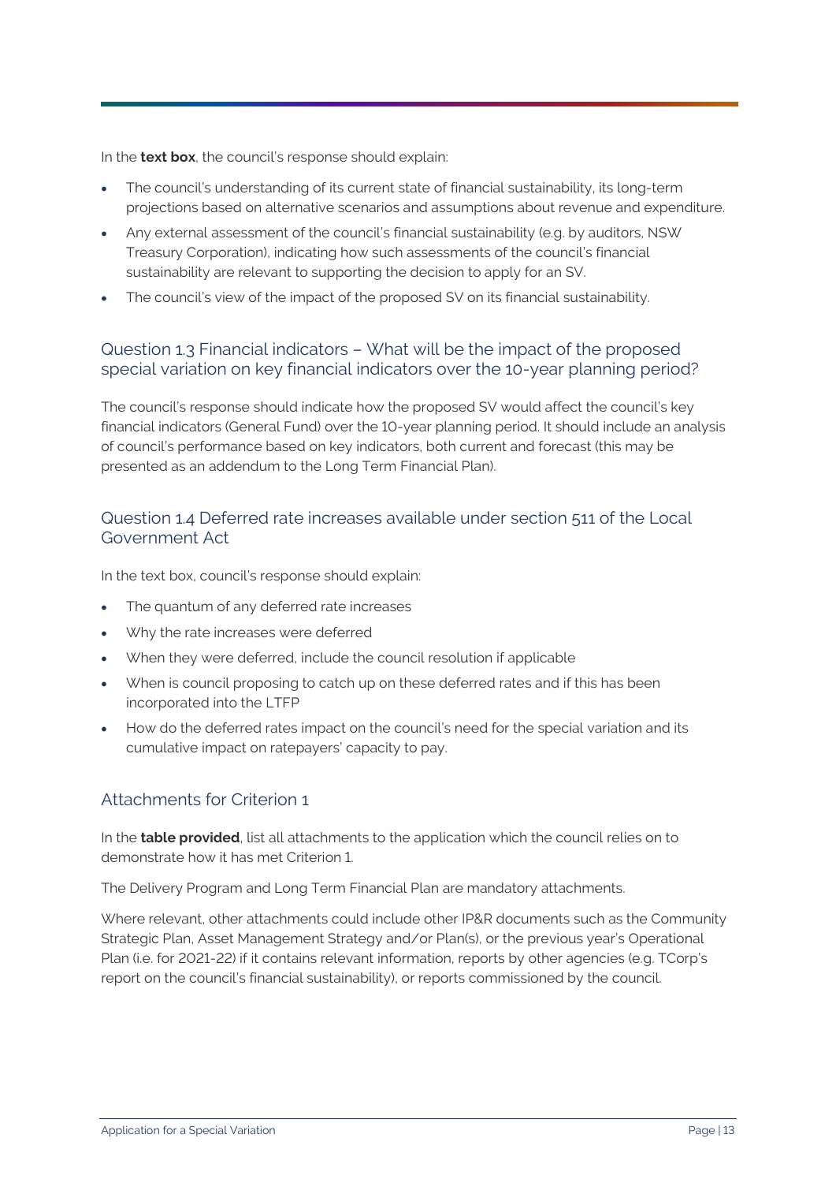In the **text box**, the council's response should explain:

- The council's understanding of its current state of financial sustainability, its long-term projections based on alternative scenarios and assumptions about revenue and expenditure.
- Any external assessment of the council's financial sustainability (e.g. by auditors, NSW Treasury Corporation), indicating how such assessments of the council's financial sustainability are relevant to supporting the decision to apply for an SV.
- The council's view of the impact of the proposed SV on its financial sustainability.

## Question 1.3 Financial indicators – What will be the impact of the proposed special variation on key financial indicators over the 10-year planning period?

The council's response should indicate how the proposed SV would affect the council's key financial indicators (General Fund) over the 10-year planning period. It should include an analysis of council's performance based on key indicators, both current and forecast (this may be presented as an addendum to the Long Term Financial Plan).

## Question 1.4 Deferred rate increases available under section 511 of the Local Government Act

In the text box, council's response should explain:

- The quantum of any deferred rate increases
- Why the rate increases were deferred
- When they were deferred, include the council resolution if applicable
- When is council proposing to catch up on these deferred rates and if this has been incorporated into the LTFP
- How do the deferred rates impact on the council's need for the special variation and its cumulative impact on ratepayers' capacity to pay.

## Attachments for Criterion 1

In the **table provided**, list all attachments to the application which the council relies on to demonstrate how it has met Criterion 1.

The Delivery Program and Long Term Financial Plan are mandatory attachments.

Where relevant, other attachments could include other IP&R documents such as the Community Strategic Plan, Asset Management Strategy and/or Plan(s), or the previous year's Operational Plan (i.e. for 2021-22) if it contains relevant information, reports by other agencies (e.g. TCorp's report on the council's financial sustainability), or reports commissioned by the council.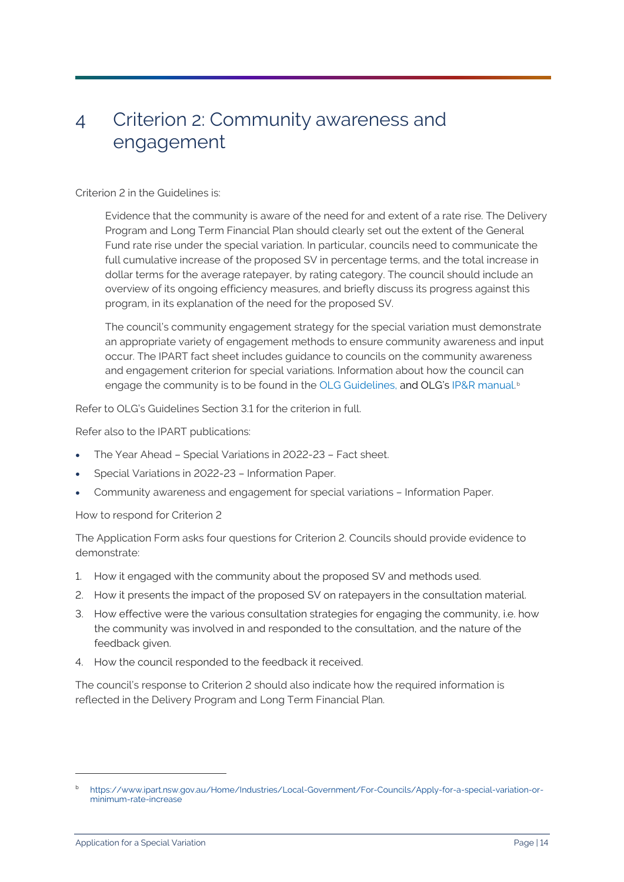# 4 Criterion 2: Community awareness and engagement

Criterion 2 in the Guidelines is:

> Evidence that the community is aware of the need for and extent of a rate rise. The Delivery Program and Long Term Financial Plan should clearly set out the extent of the General Fund rate rise under the special variation. In particular, councils need to communicate the full cumulative increase of the proposed SV in percentage terms, and the total increase in dollar terms for the average ratepayer, by rating category. The council should include an overview of its ongoing efficiency measures, and briefly discuss its progress against this program, in its explanation of the need for the proposed SV.
>
> The council's community engagement strategy for the special variation must demonstrate an appropriate variety of engagement methods to ensure community awareness and input occur. The IPART fact sheet includes guidance to councils on the community awareness and engagement criterion for special variations. Information about how the council can engage the community is to be found in the OLG Guidelines, and OLG's IP&R manual.[b]

Refer to OLG's Guidelines Section 3.1 for the criterion in full.

Refer also to the IPART publications:

- The Year Ahead – Special Variations in 2022-23 – Fact sheet.
- Special Variations in 2022-23 – Information Paper.
- Community awareness and engagement for special variations – Information Paper.

How to respond for Criterion 2

The Application Form asks four questions for Criterion 2. Councils should provide evidence to demonstrate:

1. How it engaged with the community about the proposed SV and methods used.
2. How it presents the impact of the proposed SV on ratepayers in the consultation material.
3. How effective were the various consultation strategies for engaging the community, i.e. how the community was involved in and responded to the consultation, and the nature of the feedback given.
4. How the council responded to the feedback it received.

The council's response to Criterion 2 should also indicate how the required information is reflected in the Delivery Program and Long Term Financial Plan.

[b] https://www.ipart.nsw.gov.au/Home/Industries/Local-Government/For-Councils/Apply-for-a-special-variation-or-minimum-rate-increase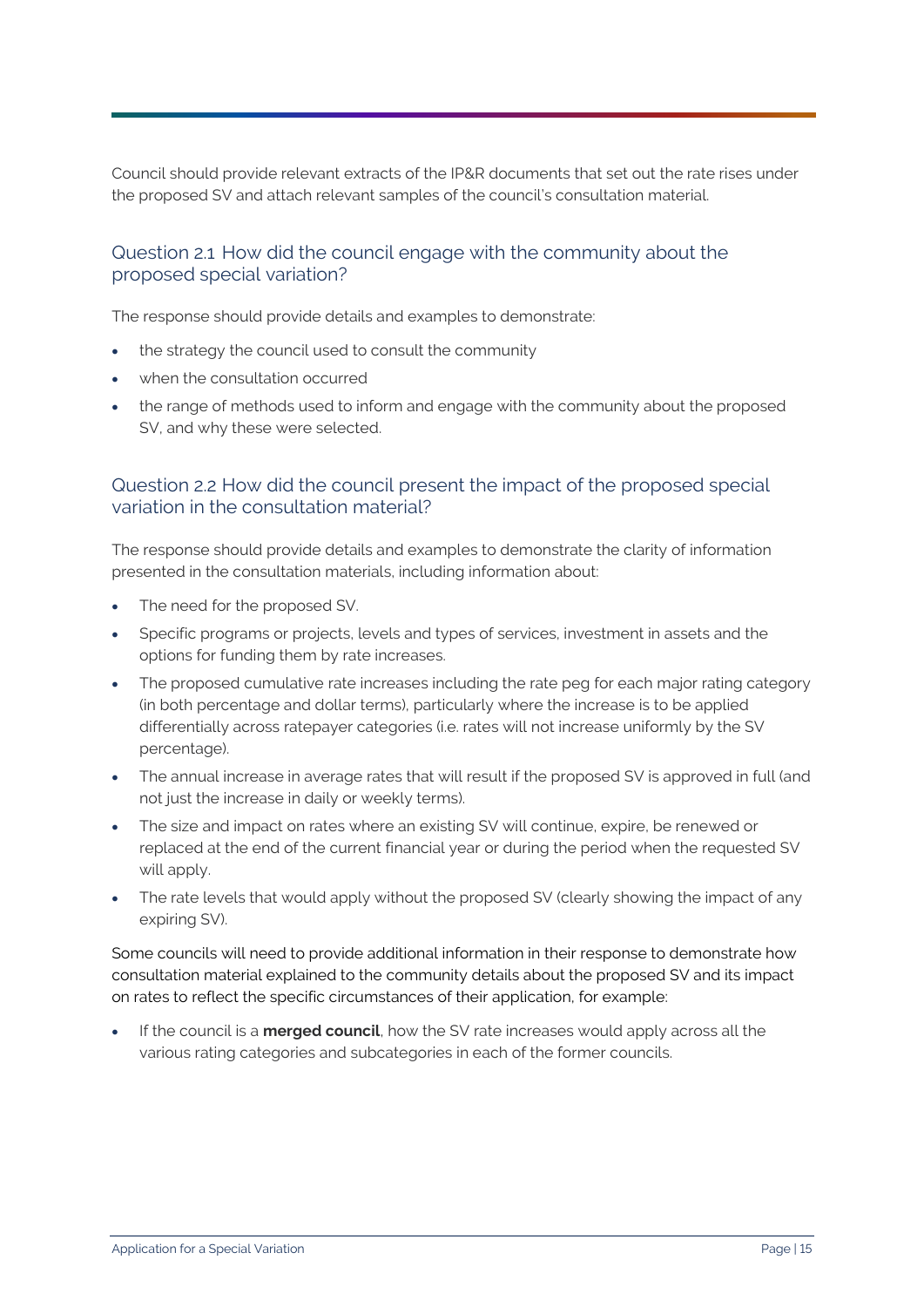Council should provide relevant extracts of the IP&R documents that set out the rate rises under the proposed SV and attach relevant samples of the council's consultation material.

### Question 2.1 How did the council engage with the community about the proposed special variation?

The response should provide details and examples to demonstrate:

- the strategy the council used to consult the community
- when the consultation occurred
- the range of methods used to inform and engage with the community about the proposed SV, and why these were selected.

### Question 2.2 How did the council present the impact of the proposed special variation in the consultation material?

The response should provide details and examples to demonstrate the clarity of information presented in the consultation materials, including information about:

- The need for the proposed SV.
- Specific programs or projects, levels and types of services, investment in assets and the options for funding them by rate increases.
- The proposed cumulative rate increases including the rate peg for each major rating category (in both percentage and dollar terms), particularly where the increase is to be applied differentially across ratepayer categories (i.e. rates will not increase uniformly by the SV percentage).
- The annual increase in average rates that will result if the proposed SV is approved in full (and not just the increase in daily or weekly terms).
- The size and impact on rates where an existing SV will continue, expire, be renewed or replaced at the end of the current financial year or during the period when the requested SV will apply.
- The rate levels that would apply without the proposed SV (clearly showing the impact of any expiring SV).

Some councils will need to provide additional information in their response to demonstrate how consultation material explained to the community details about the proposed SV and its impact on rates to reflect the specific circumstances of their application, for example:

- If the council is a **merged council**, how the SV rate increases would apply across all the various rating categories and subcategories in each of the former councils.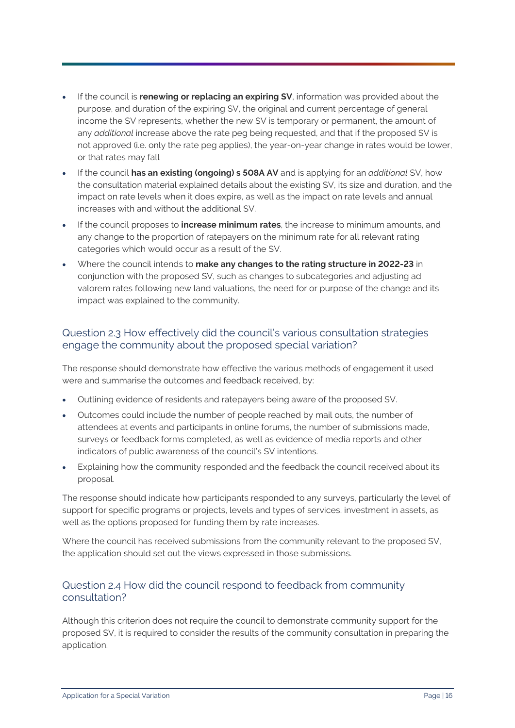- If the council is **renewing or replacing an expiring SV**, information was provided about the purpose, and duration of the expiring SV, the original and current percentage of general income the SV represents, whether the new SV is temporary or permanent, the amount of any *additional* increase above the rate peg being requested, and that if the proposed SV is not approved (i.e. only the rate peg applies), the year-on-year change in rates would be lower, or that rates may fall
- If the council **has an existing (ongoing) s 508A AV** and is applying for an *additional* SV, how the consultation material explained details about the existing SV, its size and duration, and the impact on rate levels when it does expire, as well as the impact on rate levels and annual increases with and without the additional SV.
- If the council proposes to **increase minimum rates**, the increase to minimum amounts, and any change to the proportion of ratepayers on the minimum rate for all relevant rating categories which would occur as a result of the SV.
- Where the council intends to **make any changes to the rating structure in 2022-23** in conjunction with the proposed SV, such as changes to subcategories and adjusting ad valorem rates following new land valuations, the need for or purpose of the change and its impact was explained to the community.

## Question 2.3 How effectively did the council's various consultation strategies engage the community about the proposed special variation?

The response should demonstrate how effective the various methods of engagement it used were and summarise the outcomes and feedback received, by:

- Outlining evidence of residents and ratepayers being aware of the proposed SV.
- Outcomes could include the number of people reached by mail outs, the number of attendees at events and participants in online forums, the number of submissions made, surveys or feedback forms completed, as well as evidence of media reports and other indicators of public awareness of the council's SV intentions.
- Explaining how the community responded and the feedback the council received about its proposal.

The response should indicate how participants responded to any surveys, particularly the level of support for specific programs or projects, levels and types of services, investment in assets, as well as the options proposed for funding them by rate increases.

Where the council has received submissions from the community relevant to the proposed SV, the application should set out the views expressed in those submissions.

## Question 2.4 How did the council respond to feedback from community consultation?

Although this criterion does not require the council to demonstrate community support for the proposed SV, it is required to consider the results of the community consultation in preparing the application.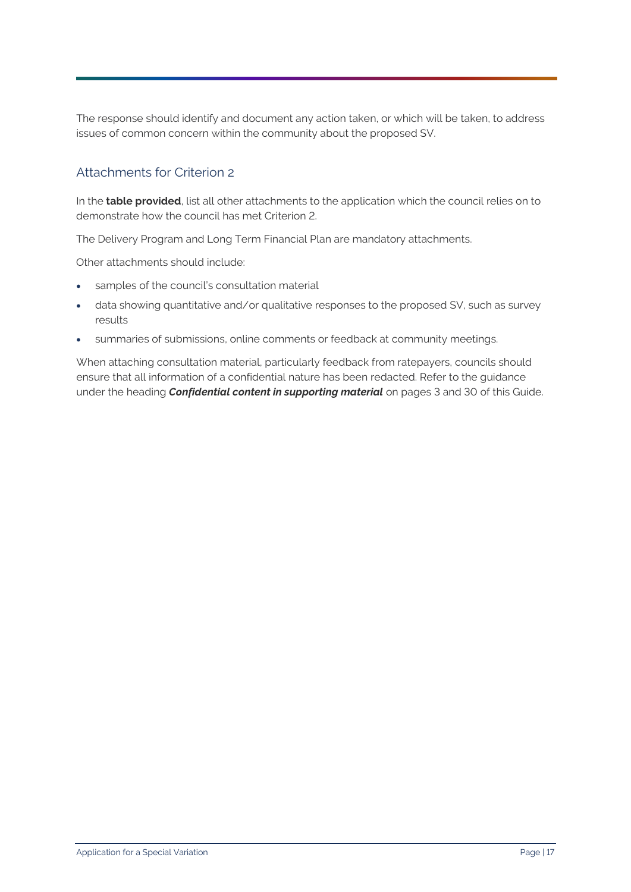The response should identify and document any action taken, or which will be taken, to address issues of common concern within the community about the proposed SV.

## Attachments for Criterion 2

In the **table provided**, list all other attachments to the application which the council relies on to demonstrate how the council has met Criterion 2.

The Delivery Program and Long Term Financial Plan are mandatory attachments.

Other attachments should include:

- samples of the council's consultation material
- data showing quantitative and/or qualitative responses to the proposed SV, such as survey results
- summaries of submissions, online comments or feedback at community meetings.

When attaching consultation material, particularly feedback from ratepayers, councils should ensure that all information of a confidential nature has been redacted. Refer to the guidance under the heading ***Confidential content in supporting material*** on pages 3 and 30 of this Guide.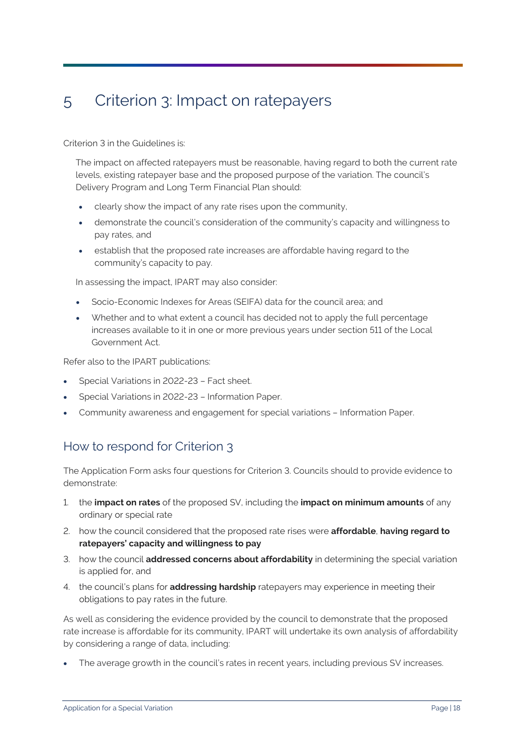# 5 Criterion 3: Impact on ratepayers

Criterion 3 in the Guidelines is:

> The impact on affected ratepayers must be reasonable, having regard to both the current rate levels, existing ratepayer base and the proposed purpose of the variation. The council's Delivery Program and Long Term Financial Plan should:
>
> - clearly show the impact of any rate rises upon the community,
> - demonstrate the council's consideration of the community's capacity and willingness to pay rates, and
> - establish that the proposed rate increases are affordable having regard to the community's capacity to pay.
>
> In assessing the impact, IPART may also consider:
>
> - Socio-Economic Indexes for Areas (SEIFA) data for the council area; and
> - Whether and to what extent a council has decided not to apply the full percentage increases available to it in one or more previous years under section 511 of the Local Government Act.

Refer also to the IPART publications:

- Special Variations in 2022-23 – Fact sheet.
- Special Variations in 2022-23 – Information Paper.
- Community awareness and engagement for special variations – Information Paper.

## How to respond for Criterion 3

The Application Form asks four questions for Criterion 3. Councils should to provide evidence to demonstrate:

1. the **impact on rates** of the proposed SV, including the **impact on minimum amounts** of any ordinary or special rate
2. how the council considered that the proposed rate rises were **affordable**, **having regard to ratepayers' capacity and willingness to pay**
3. how the council **addressed concerns about affordability** in determining the special variation is applied for, and
4. the council's plans for **addressing hardship** ratepayers may experience in meeting their obligations to pay rates in the future.

As well as considering the evidence provided by the council to demonstrate that the proposed rate increase is affordable for its community, IPART will undertake its own analysis of affordability by considering a range of data, including:

- The average growth in the council's rates in recent years, including previous SV increases.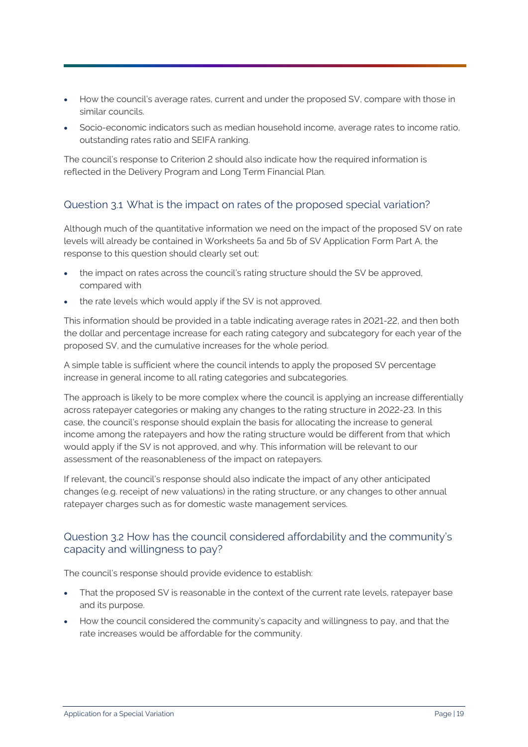- How the council's average rates, current and under the proposed SV, compare with those in similar councils.
- Socio-economic indicators such as median household income, average rates to income ratio, outstanding rates ratio and SEIFA ranking.

The council's response to Criterion 2 should also indicate how the required information is reflected in the Delivery Program and Long Term Financial Plan.

## Question 3.1 What is the impact on rates of the proposed special variation?

Although much of the quantitative information we need on the impact of the proposed SV on rate levels will already be contained in Worksheets 5a and 5b of SV Application Form Part A, the response to this question should clearly set out:

- the impact on rates across the council's rating structure should the SV be approved, compared with
- the rate levels which would apply if the SV is not approved.

This information should be provided in a table indicating average rates in 2021-22, and then both the dollar and percentage increase for each rating category and subcategory for each year of the proposed SV, and the cumulative increases for the whole period.

A simple table is sufficient where the council intends to apply the proposed SV percentage increase in general income to all rating categories and subcategories.

The approach is likely to be more complex where the council is applying an increase differentially across ratepayer categories or making any changes to the rating structure in 2022-23. In this case, the council's response should explain the basis for allocating the increase to general income among the ratepayers and how the rating structure would be different from that which would apply if the SV is not approved, and why. This information will be relevant to our assessment of the reasonableness of the impact on ratepayers.

If relevant, the council's response should also indicate the impact of any other anticipated changes (e.g. receipt of new valuations) in the rating structure, or any changes to other annual ratepayer charges such as for domestic waste management services.

## Question 3.2 How has the council considered affordability and the community's capacity and willingness to pay?

The council's response should provide evidence to establish:

- That the proposed SV is reasonable in the context of the current rate levels, ratepayer base and its purpose.
- How the council considered the community's capacity and willingness to pay, and that the rate increases would be affordable for the community.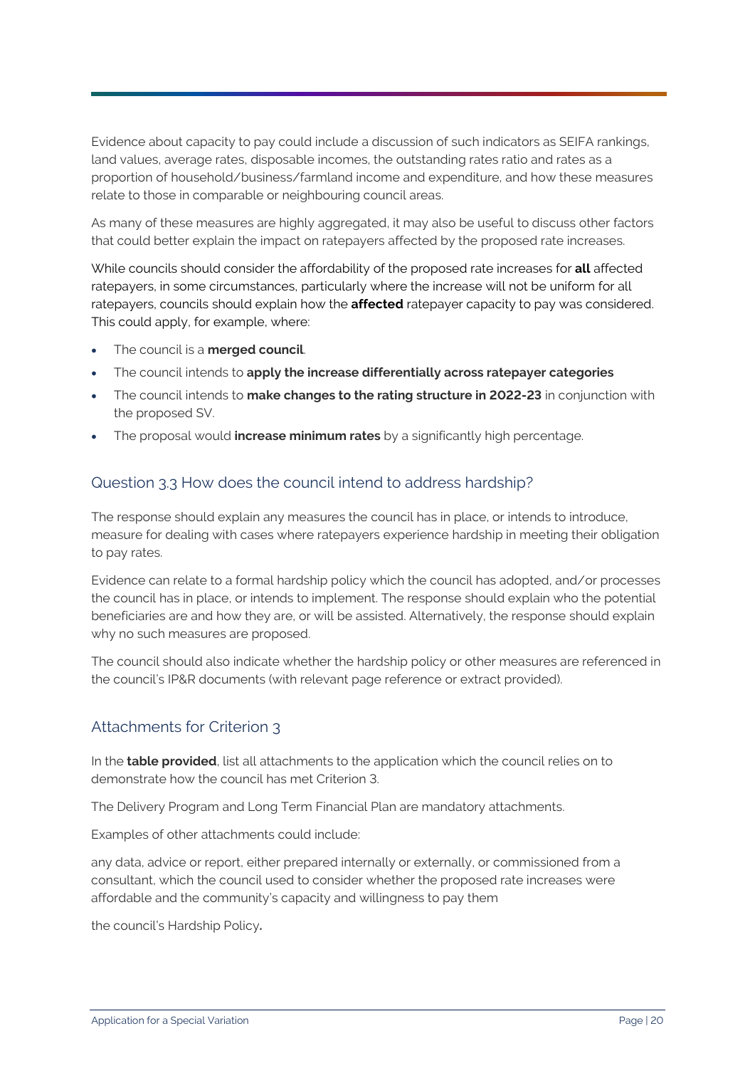Evidence about capacity to pay could include a discussion of such indicators as SEIFA rankings, land values, average rates, disposable incomes, the outstanding rates ratio and rates as a proportion of household/business/farmland income and expenditure, and how these measures relate to those in comparable or neighbouring council areas.

As many of these measures are highly aggregated, it may also be useful to discuss other factors that could better explain the impact on ratepayers affected by the proposed rate increases.

While councils should consider the affordability of the proposed rate increases for **all** affected ratepayers, in some circumstances, particularly where the increase will not be uniform for all ratepayers, councils should explain how the **affected** ratepayer capacity to pay was considered. This could apply, for example, where:

- The council is a **merged council**.
- The council intends to **apply the increase differentially across ratepayer categories**
- The council intends to **make changes to the rating structure in 2022-23** in conjunction with the proposed SV.
- The proposal would **increase minimum rates** by a significantly high percentage.

## Question 3.3 How does the council intend to address hardship?

The response should explain any measures the council has in place, or intends to introduce, measure for dealing with cases where ratepayers experience hardship in meeting their obligation to pay rates.

Evidence can relate to a formal hardship policy which the council has adopted, and/or processes the council has in place, or intends to implement. The response should explain who the potential beneficiaries are and how they are, or will be assisted. Alternatively, the response should explain why no such measures are proposed.

The council should also indicate whether the hardship policy or other measures are referenced in the council's IP&R documents (with relevant page reference or extract provided).

## Attachments for Criterion 3

In the **table provided**, list all attachments to the application which the council relies on to demonstrate how the council has met Criterion 3.

The Delivery Program and Long Term Financial Plan are mandatory attachments.

Examples of other attachments could include:

any data, advice or report, either prepared internally or externally, or commissioned from a consultant, which the council used to consider whether the proposed rate increases were affordable and the community's capacity and willingness to pay them

the council's Hardship Policy**.**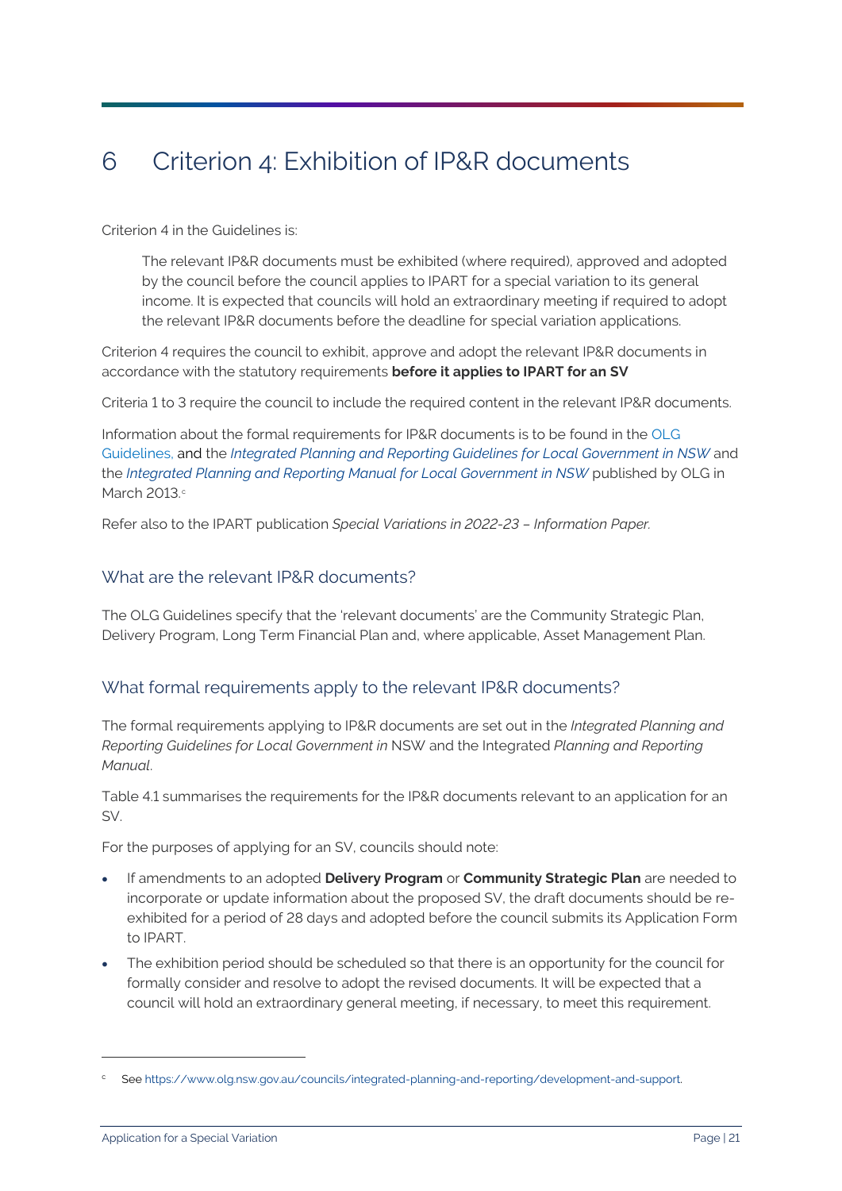# 6 Criterion 4: Exhibition of IP&R documents

Criterion 4 in the Guidelines is:

> The relevant IP&R documents must be exhibited (where required), approved and adopted by the council before the council applies to IPART for a special variation to its general income. It is expected that councils will hold an extraordinary meeting if required to adopt the relevant IP&R documents before the deadline for special variation applications.

Criterion 4 requires the council to exhibit, approve and adopt the relevant IP&R documents in accordance with the statutory requirements **before it applies to IPART for an SV**

Criteria 1 to 3 require the council to include the required content in the relevant IP&R documents.

Information about the formal requirements for IP&R documents is to be found in the OLG Guidelines, and the *Integrated Planning and Reporting Guidelines for Local Government in NSW* and the *Integrated Planning and Reporting Manual for Local Government in NSW* published by OLG in March 2013.[c]

Refer also to the IPART publication *Special Variations in 2022-23 – Information Paper.*

## What are the relevant IP&R documents?

The OLG Guidelines specify that the 'relevant documents' are the Community Strategic Plan, Delivery Program, Long Term Financial Plan and, where applicable, Asset Management Plan.

## What formal requirements apply to the relevant IP&R documents?

The formal requirements applying to IP&R documents are set out in the *Integrated Planning and Reporting Guidelines for Local Government in* NSW and the Integrated *Planning and Reporting Manual*.

Table 4.1 summarises the requirements for the IP&R documents relevant to an application for an SV.

For the purposes of applying for an SV, councils should note:

- If amendments to an adopted **Delivery Program** or **Community Strategic Plan** are needed to incorporate or update information about the proposed SV, the draft documents should be re-exhibited for a period of 28 days and adopted before the council submits its Application Form to IPART.
- The exhibition period should be scheduled so that there is an opportunity for the council for formally consider and resolve to adopt the revised documents. It will be expected that a council will hold an extraordinary general meeting, if necessary, to meet this requirement.

---

[c] See https://www.olg.nsw.gov.au/councils/integrated-planning-and-reporting/development-and-support.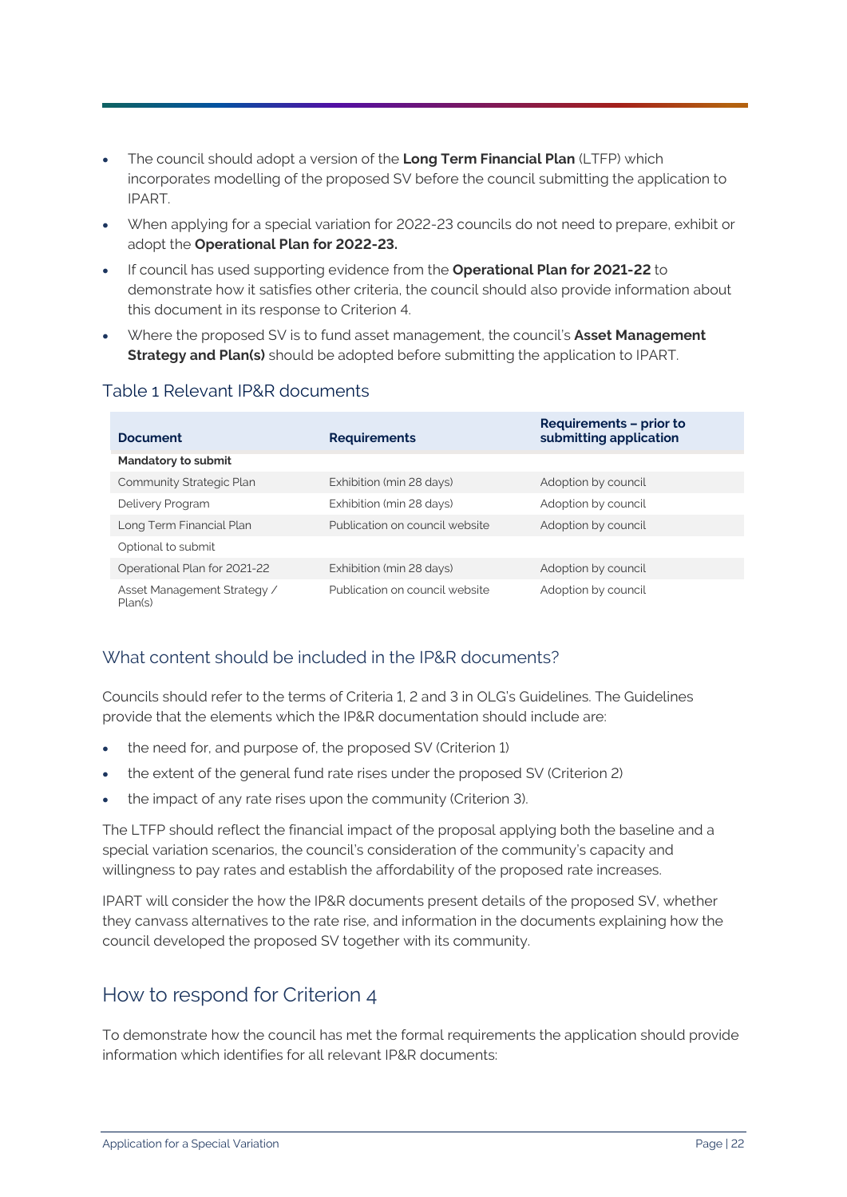- The council should adopt a version of the **Long Term Financial Plan** (LTFP) which incorporates modelling of the proposed SV before the council submitting the application to IPART.
- When applying for a special variation for 2022-23 councils do not need to prepare, exhibit or adopt the **Operational Plan for 2022-23.**
- If council has used supporting evidence from the **Operational Plan for 2021-22** to demonstrate how it satisfies other criteria, the council should also provide information about this document in its response to Criterion 4.
- Where the proposed SV is to fund asset management, the council's **Asset Management Strategy and Plan(s)** should be adopted before submitting the application to IPART.

### Table 1 Relevant IP&R documents

| Document | Requirements | Requirements – prior to submitting application |
|---|---|---|
| **Mandatory to submit** | | |
| Community Strategic Plan | Exhibition (min 28 days) | Adoption by council |
| Delivery Program | Exhibition (min 28 days) | Adoption by council |
| Long Term Financial Plan | Publication on council website | Adoption by council |
| Optional to submit | | |
| Operational Plan for 2021-22 | Exhibition (min 28 days) | Adoption by council |
| Asset Management Strategy / Plan(s) | Publication on council website | Adoption by council |

### What content should be included in the IP&R documents?

Councils should refer to the terms of Criteria 1, 2 and 3 in OLG's Guidelines. The Guidelines provide that the elements which the IP&R documentation should include are:

- the need for, and purpose of, the proposed SV (Criterion 1)
- the extent of the general fund rate rises under the proposed SV (Criterion 2)
- the impact of any rate rises upon the community (Criterion 3).

The LTFP should reflect the financial impact of the proposal applying both the baseline and a special variation scenarios, the council's consideration of the community's capacity and willingness to pay rates and establish the affordability of the proposed rate increases.

IPART will consider the how the IP&R documents present details of the proposed SV, whether they canvass alternatives to the rate rise, and information in the documents explaining how the council developed the proposed SV together with its community.

## How to respond for Criterion 4

To demonstrate how the council has met the formal requirements the application should provide information which identifies for all relevant IP&R documents: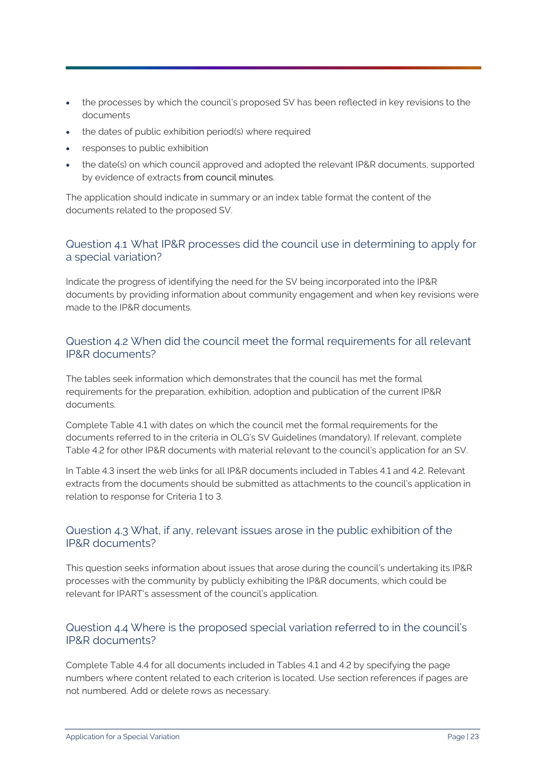- the processes by which the council's proposed SV has been reflected in key revisions to the documents
- the dates of public exhibition period(s) where required
- responses to public exhibition
- the date(s) on which council approved and adopted the relevant IP&R documents, supported by evidence of extracts from council minutes.

The application should indicate in summary or an index table format the content of the documents related to the proposed SV.

### Question 4.1 What IP&R processes did the council use in determining to apply for a special variation?

Indicate the progress of identifying the need for the SV being incorporated into the IP&R documents by providing information about community engagement and when key revisions were made to the IP&R documents.

### Question 4.2 When did the council meet the formal requirements for all relevant IP&R documents?

The tables seek information which demonstrates that the council has met the formal requirements for the preparation, exhibition, adoption and publication of the current IP&R documents.

Complete Table 4.1 with dates on which the council met the formal requirements for the documents referred to in the criteria in OLG's SV Guidelines (mandatory). If relevant, complete Table 4.2 for other IP&R documents with material relevant to the council's application for an SV.

In Table 4.3 insert the web links for all IP&R documents included in Tables 4.1 and 4.2. Relevant extracts from the documents should be submitted as attachments to the council's application in relation to response for Criteria 1 to 3.

### Question 4.3 What, if any, relevant issues arose in the public exhibition of the IP&R documents?

This question seeks information about issues that arose during the council's undertaking its IP&R processes with the community by publicly exhibiting the IP&R documents, which could be relevant for IPART's assessment of the council's application.

### Question 4.4 Where is the proposed special variation referred to in the council's IP&R documents?

Complete Table 4.4 for all documents included in Tables 4.1 and 4.2 by specifying the page numbers where content related to each criterion is located. Use section references if pages are not numbered. Add or delete rows as necessary.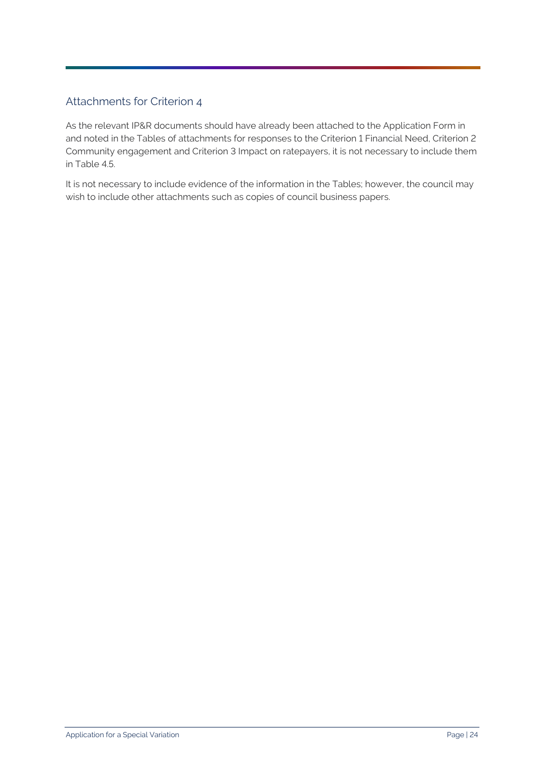## Attachments for Criterion 4

As the relevant IP&R documents should have already been attached to the Application Form in and noted in the Tables of attachments for responses to the Criterion 1 Financial Need, Criterion 2 Community engagement and Criterion 3 Impact on ratepayers, it is not necessary to include them in Table 4.5.

It is not necessary to include evidence of the information in the Tables; however, the council may wish to include other attachments such as copies of council business papers.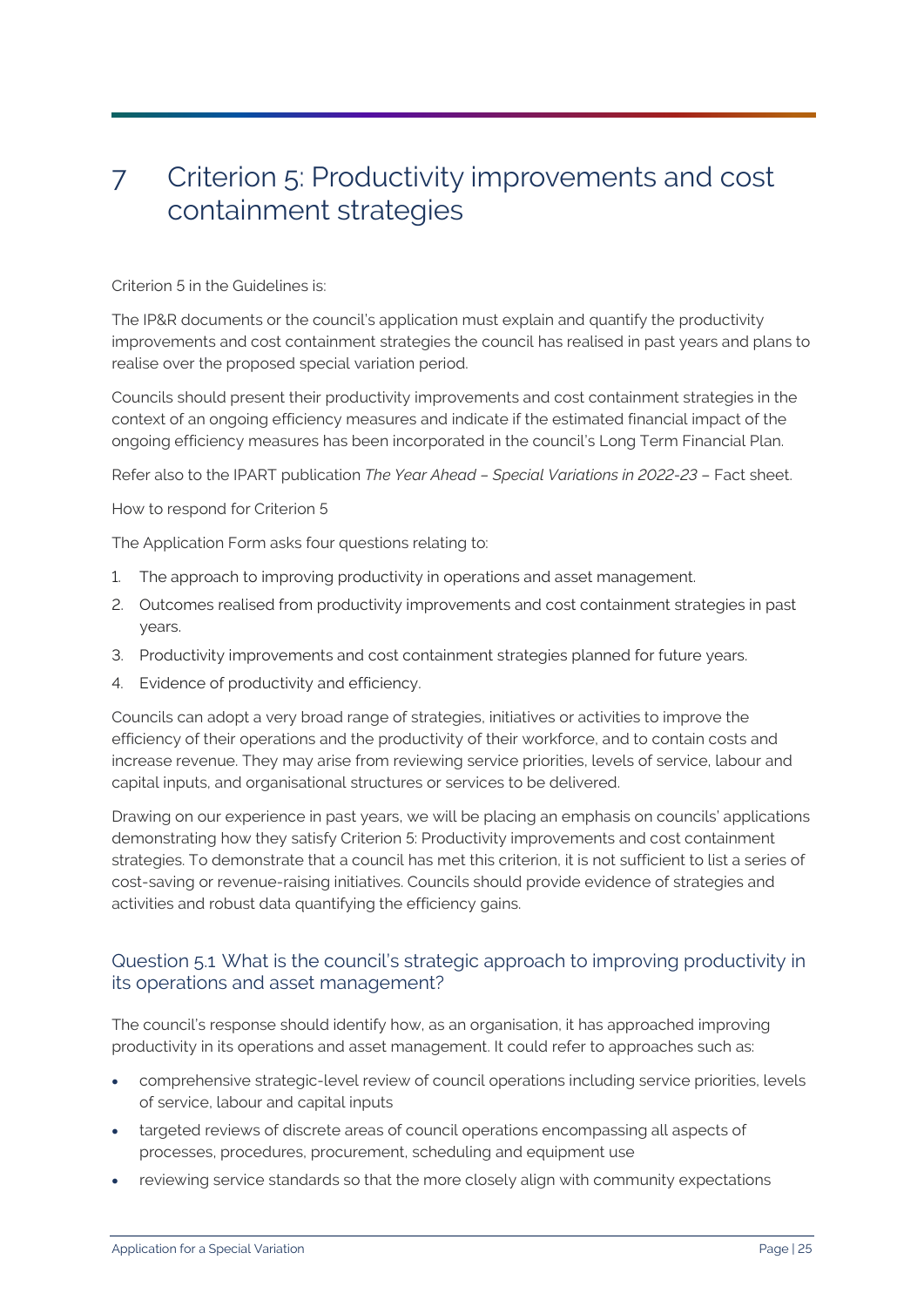# 7 Criterion 5: Productivity improvements and cost containment strategies

Criterion 5 in the Guidelines is:

The IP&R documents or the council's application must explain and quantify the productivity improvements and cost containment strategies the council has realised in past years and plans to realise over the proposed special variation period.

Councils should present their productivity improvements and cost containment strategies in the context of an ongoing efficiency measures and indicate if the estimated financial impact of the ongoing efficiency measures has been incorporated in the council's Long Term Financial Plan.

Refer also to the IPART publication *The Year Ahead – Special Variations in 2022-23* – Fact sheet.

How to respond for Criterion 5

The Application Form asks four questions relating to:

1. The approach to improving productivity in operations and asset management.
2. Outcomes realised from productivity improvements and cost containment strategies in past years.
3. Productivity improvements and cost containment strategies planned for future years.
4. Evidence of productivity and efficiency.

Councils can adopt a very broad range of strategies, initiatives or activities to improve the efficiency of their operations and the productivity of their workforce, and to contain costs and increase revenue. They may arise from reviewing service priorities, levels of service, labour and capital inputs, and organisational structures or services to be delivered.

Drawing on our experience in past years, we will be placing an emphasis on councils' applications demonstrating how they satisfy Criterion 5: Productivity improvements and cost containment strategies. To demonstrate that a council has met this criterion, it is not sufficient to list a series of cost-saving or revenue-raising initiatives. Councils should provide evidence of strategies and activities and robust data quantifying the efficiency gains.

## Question 5.1 What is the council's strategic approach to improving productivity in its operations and asset management?

The council's response should identify how, as an organisation, it has approached improving productivity in its operations and asset management. It could refer to approaches such as:

- comprehensive strategic-level review of council operations including service priorities, levels of service, labour and capital inputs
- targeted reviews of discrete areas of council operations encompassing all aspects of processes, procedures, procurement, scheduling and equipment use
- reviewing service standards so that the more closely align with community expectations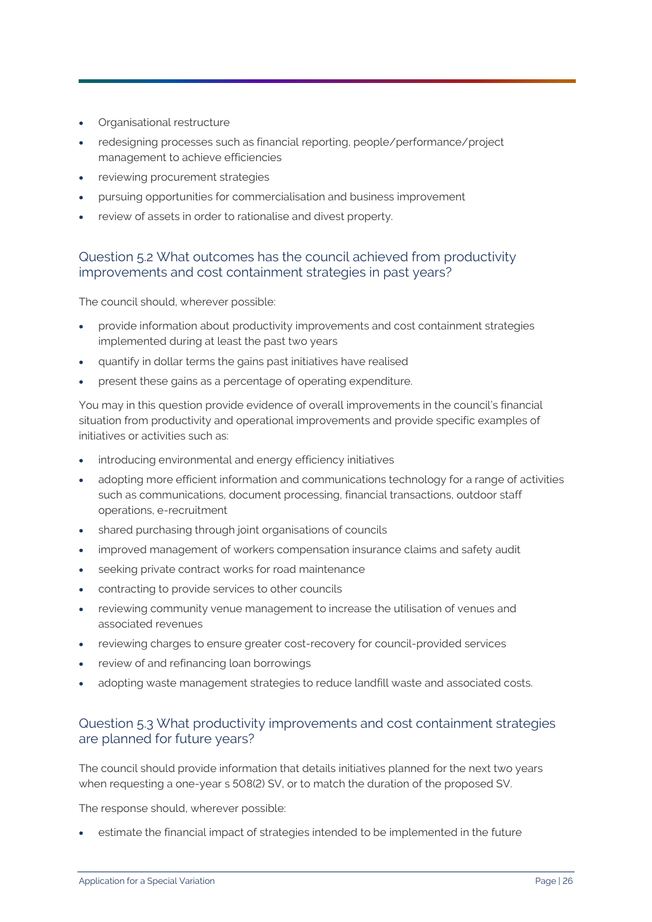- Organisational restructure
- redesigning processes such as financial reporting, people/performance/project management to achieve efficiencies
- reviewing procurement strategies
- pursuing opportunities for commercialisation and business improvement
- review of assets in order to rationalise and divest property.

### Question 5.2 What outcomes has the council achieved from productivity improvements and cost containment strategies in past years?

The council should, wherever possible:

- provide information about productivity improvements and cost containment strategies implemented during at least the past two years
- quantify in dollar terms the gains past initiatives have realised
- present these gains as a percentage of operating expenditure.

You may in this question provide evidence of overall improvements in the council's financial situation from productivity and operational improvements and provide specific examples of initiatives or activities such as:

- introducing environmental and energy efficiency initiatives
- adopting more efficient information and communications technology for a range of activities such as communications, document processing, financial transactions, outdoor staff operations, e-recruitment
- shared purchasing through joint organisations of councils
- improved management of workers compensation insurance claims and safety audit
- seeking private contract works for road maintenance
- contracting to provide services to other councils
- reviewing community venue management to increase the utilisation of venues and associated revenues
- reviewing charges to ensure greater cost-recovery for council-provided services
- review of and refinancing loan borrowings
- adopting waste management strategies to reduce landfill waste and associated costs.

### Question 5.3 What productivity improvements and cost containment strategies are planned for future years?

The council should provide information that details initiatives planned for the next two years when requesting a one-year s 508(2) SV, or to match the duration of the proposed SV.

The response should, wherever possible:

- estimate the financial impact of strategies intended to be implemented in the future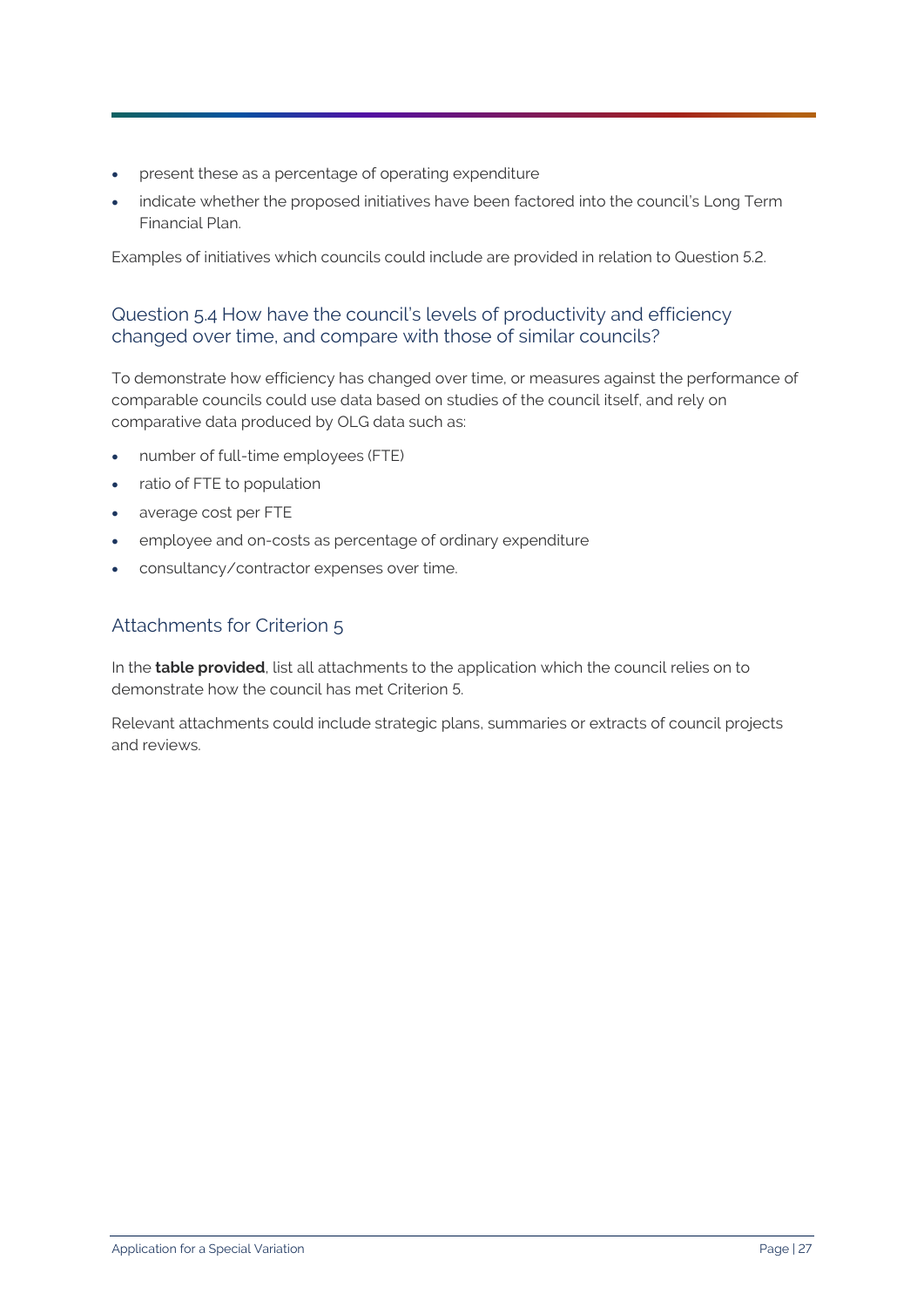- present these as a percentage of operating expenditure
- indicate whether the proposed initiatives have been factored into the council's Long Term Financial Plan.

Examples of initiatives which councils could include are provided in relation to Question 5.2.

## Question 5.4 How have the council's levels of productivity and efficiency changed over time, and compare with those of similar councils?

To demonstrate how efficiency has changed over time, or measures against the performance of comparable councils could use data based on studies of the council itself, and rely on comparative data produced by OLG data such as:

- number of full-time employees (FTE)
- ratio of FTE to population
- average cost per FTE
- employee and on-costs as percentage of ordinary expenditure
- consultancy/contractor expenses over time.

## Attachments for Criterion 5

In the **table provided**, list all attachments to the application which the council relies on to demonstrate how the council has met Criterion 5.

Relevant attachments could include strategic plans, summaries or extracts of council projects and reviews.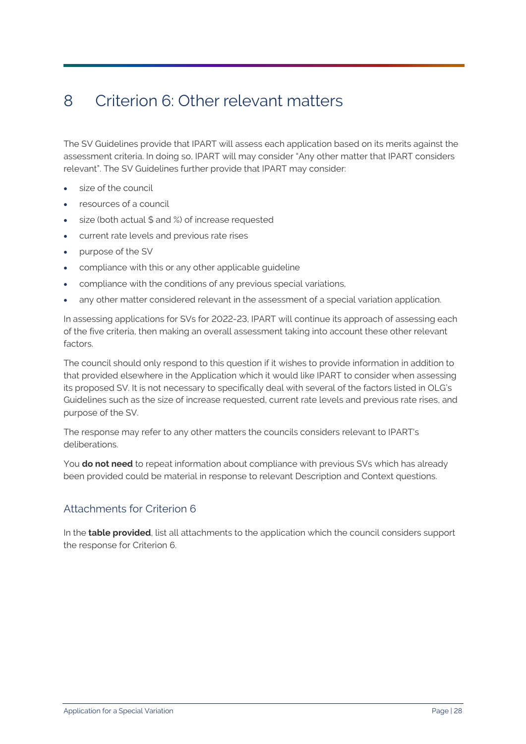# 8 Criterion 6: Other relevant matters

The SV Guidelines provide that IPART will assess each application based on its merits against the assessment criteria. In doing so, IPART will may consider "Any other matter that IPART considers relevant". The SV Guidelines further provide that IPART may consider:

- size of the council
- resources of a council
- size (both actual $ and %) of increase requested
- current rate levels and previous rate rises
- purpose of the SV
- compliance with this or any other applicable guideline
- compliance with the conditions of any previous special variations,
- any other matter considered relevant in the assessment of a special variation application.

In assessing applications for SVs for 2022-23, IPART will continue its approach of assessing each of the five criteria, then making an overall assessment taking into account these other relevant factors.

The council should only respond to this question if it wishes to provide information in addition to that provided elsewhere in the Application which it would like IPART to consider when assessing its proposed SV. It is not necessary to specifically deal with several of the factors listed in OLG's Guidelines such as the size of increase requested, current rate levels and previous rate rises, and purpose of the SV.

The response may refer to any other matters the councils considers relevant to IPART's deliberations.

You **do not need** to repeat information about compliance with previous SVs which has already been provided could be material in response to relevant Description and Context questions.

## Attachments for Criterion 6

In the **table provided**, list all attachments to the application which the council considers support the response for Criterion 6.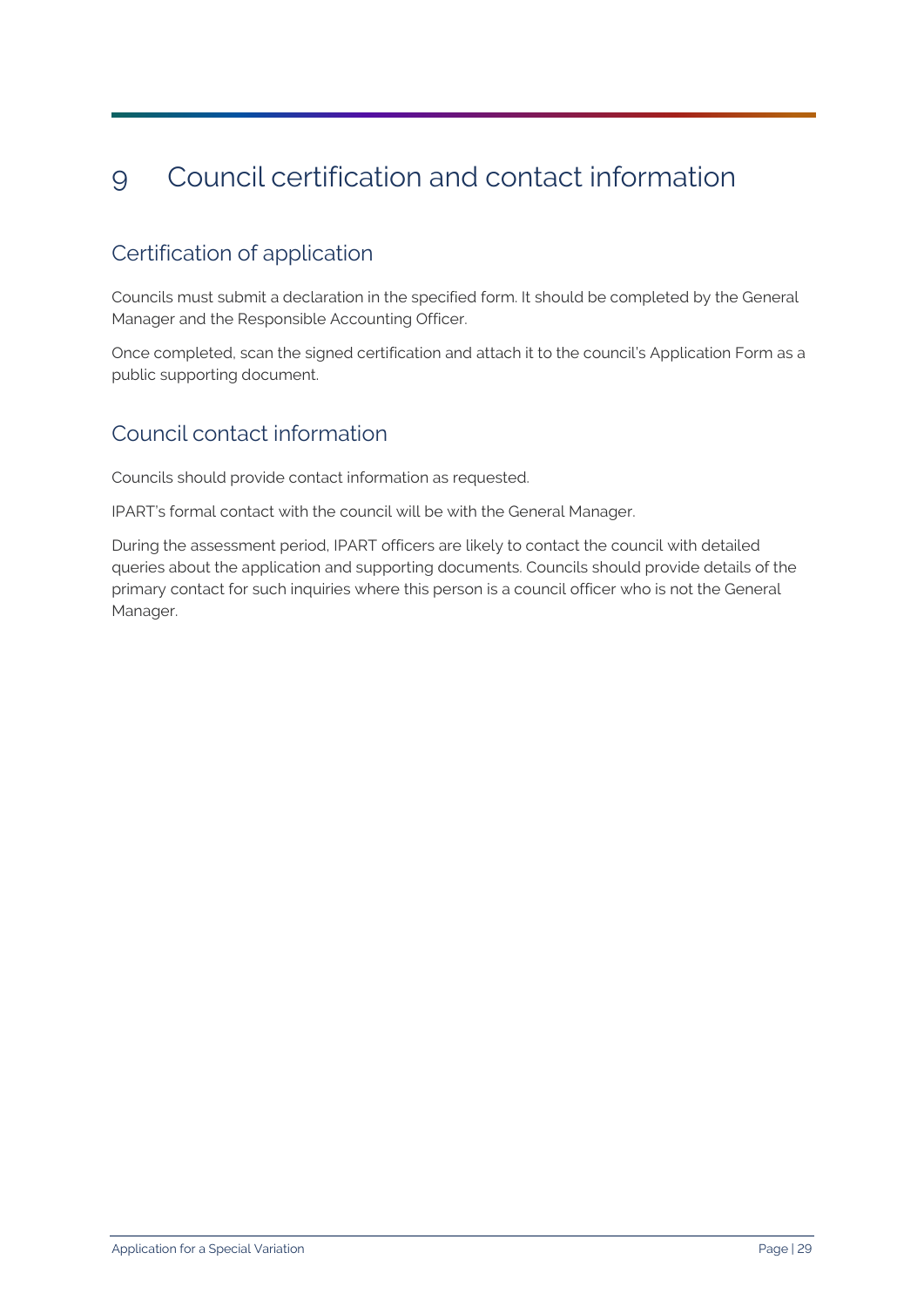# 9 Council certification and contact information

## Certification of application

Councils must submit a declaration in the specified form. It should be completed by the General Manager and the Responsible Accounting Officer.

Once completed, scan the signed certification and attach it to the council's Application Form as a public supporting document.

## Council contact information

Councils should provide contact information as requested.

IPART's formal contact with the council will be with the General Manager.

During the assessment period, IPART officers are likely to contact the council with detailed queries about the application and supporting documents. Councils should provide details of the primary contact for such inquiries where this person is a council officer who is not the General Manager.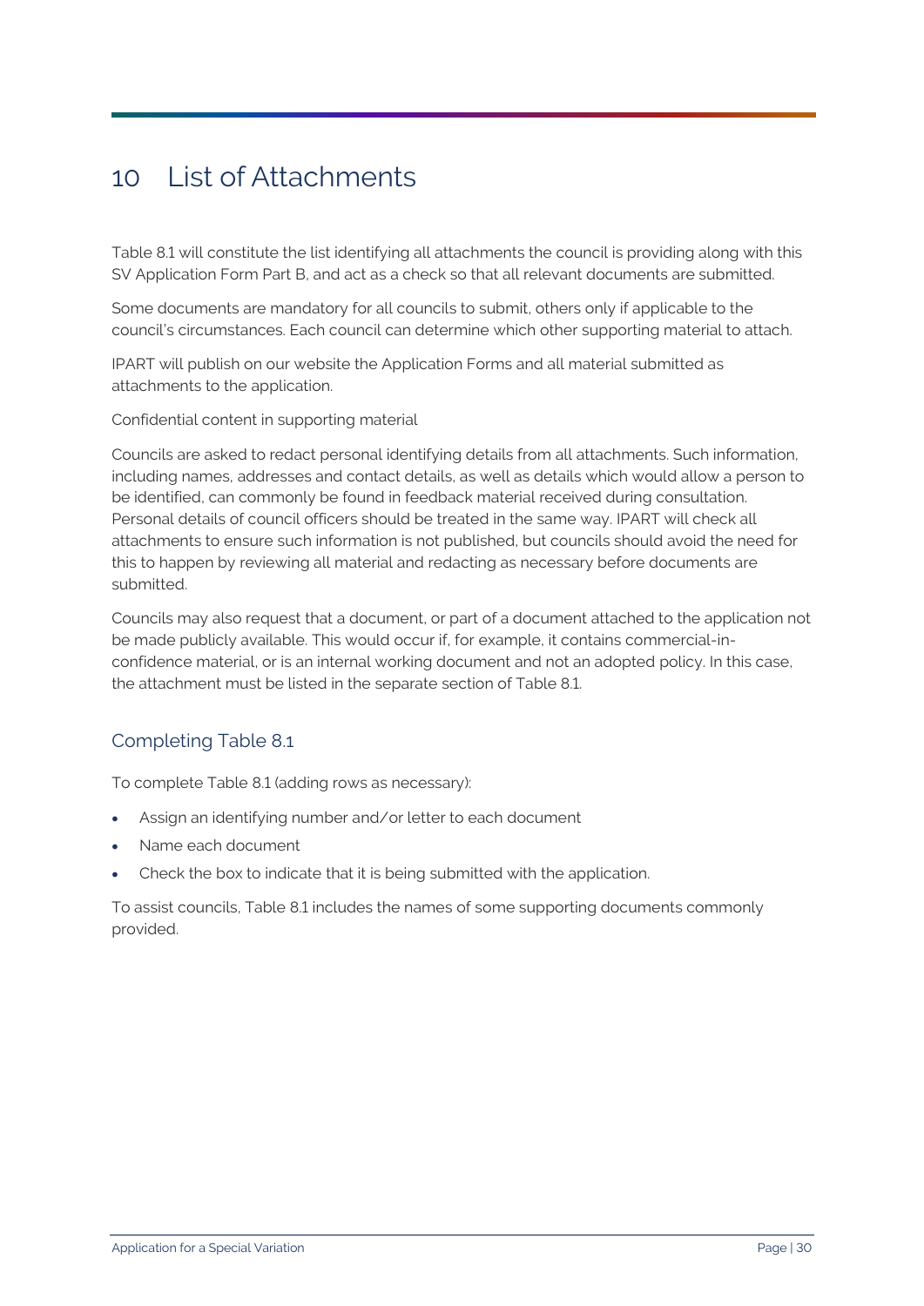# 10 List of Attachments

Table 8.1 will constitute the list identifying all attachments the council is providing along with this SV Application Form Part B, and act as a check so that all relevant documents are submitted.

Some documents are mandatory for all councils to submit, others only if applicable to the council's circumstances. Each council can determine which other supporting material to attach.

IPART will publish on our website the Application Forms and all material submitted as attachments to the application.

Confidential content in supporting material

Councils are asked to redact personal identifying details from all attachments. Such information, including names, addresses and contact details, as well as details which would allow a person to be identified, can commonly be found in feedback material received during consultation. Personal details of council officers should be treated in the same way. IPART will check all attachments to ensure such information is not published, but councils should avoid the need for this to happen by reviewing all material and redacting as necessary before documents are submitted.

Councils may also request that a document, or part of a document attached to the application not be made publicly available. This would occur if, for example, it contains commercial-in-confidence material, or is an internal working document and not an adopted policy. In this case, the attachment must be listed in the separate section of Table 8.1.

## Completing Table 8.1

To complete Table 8.1 (adding rows as necessary):

- Assign an identifying number and/or letter to each document
- Name each document
- Check the box to indicate that it is being submitted with the application.

To assist councils, Table 8.1 includes the names of some supporting documents commonly provided.